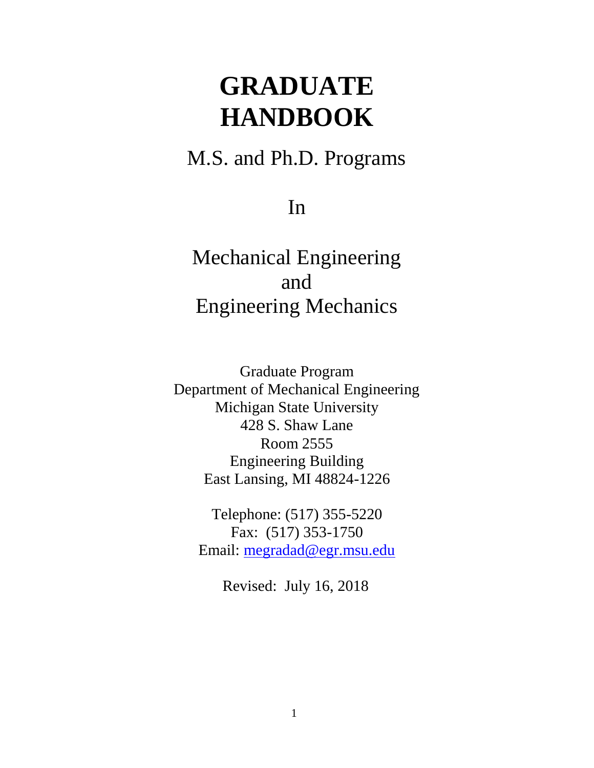# GRADUATE HANDBOOK

M.S. and Ph.D. Programs

In

Mechanical Engineering
and
Engineering Mechanics

Graduate Program
Department of Mechanical Engineering
Michigan State University
428 S. Shaw Lane
Room 2555
Engineering Building
East Lansing, MI 48824-1226

Telephone: (517) 355-5220
Fax: (517) 353-1750
Email: megradad@egr.msu.edu

Revised: July 16, 2018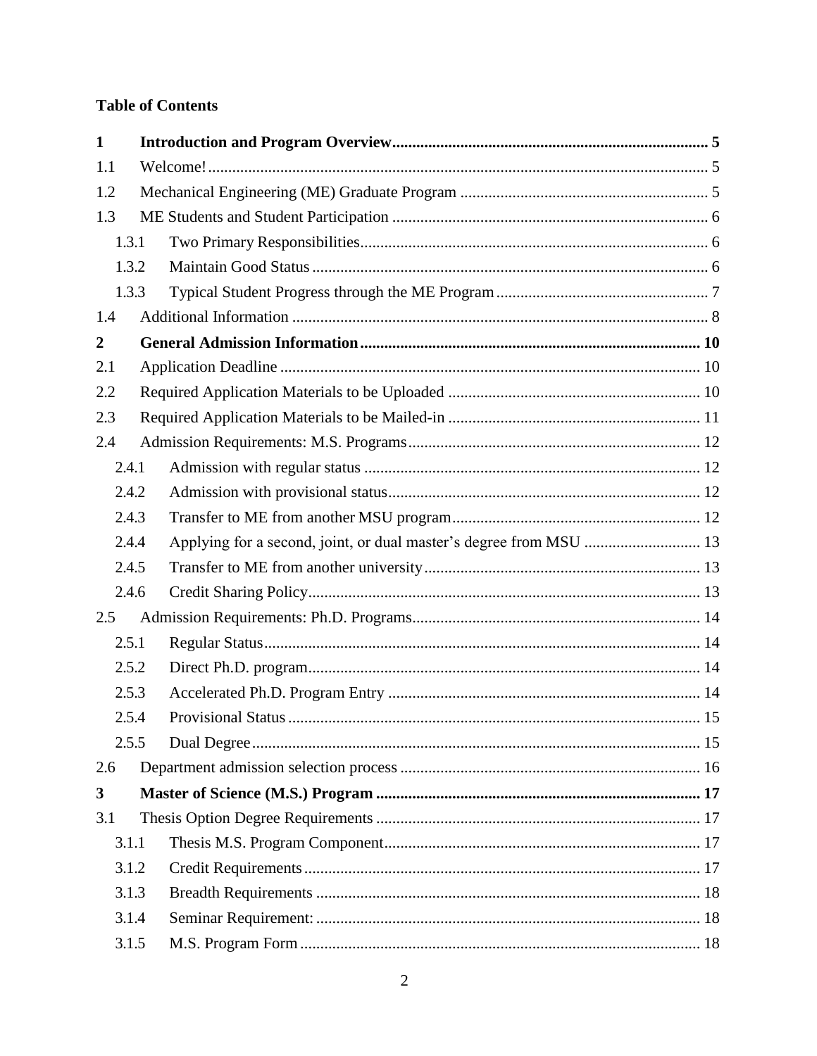**Table of Contents**

**1 Introduction and Program Overview** ........ 5
1.1 Welcome! ........ 5
1.2 Mechanical Engineering (ME) Graduate Program ........ 5
1.3 ME Students and Student Participation ........ 6
  1.3.1 Two Primary Responsibilities ........ 6
  1.3.2 Maintain Good Status ........ 6
  1.3.3 Typical Student Progress through the ME Program ........ 7
1.4 Additional Information ........ 8

**2 General Admission Information** ........ 10
2.1 Application Deadline ........ 10
2.2 Required Application Materials to be Uploaded ........ 10
2.3 Required Application Materials to be Mailed-in ........ 11
2.4 Admission Requirements: M.S. Programs ........ 12
  2.4.1 Admission with regular status ........ 12
  2.4.2 Admission with provisional status ........ 12
  2.4.3 Transfer to ME from another MSU program ........ 12
  2.4.4 Applying for a second, joint, or dual master's degree from MSU ........ 13
  2.4.5 Transfer to ME from another university ........ 13
  2.4.6 Credit Sharing Policy ........ 13
2.5 Admission Requirements: Ph.D. Programs ........ 14
  2.5.1 Regular Status ........ 14
  2.5.2 Direct Ph.D. program ........ 14
  2.5.3 Accelerated Ph.D. Program Entry ........ 14
  2.5.4 Provisional Status ........ 15
  2.5.5 Dual Degree ........ 15
2.6 Department admission selection process ........ 16

**3 Master of Science (M.S.) Program** ........ 17
3.1 Thesis Option Degree Requirements ........ 17
  3.1.1 Thesis M.S. Program Component ........ 17
  3.1.2 Credit Requirements ........ 17
  3.1.3 Breadth Requirements ........ 18
  3.1.4 Seminar Requirement: ........ 18
  3.1.5 M.S. Program Form ........ 18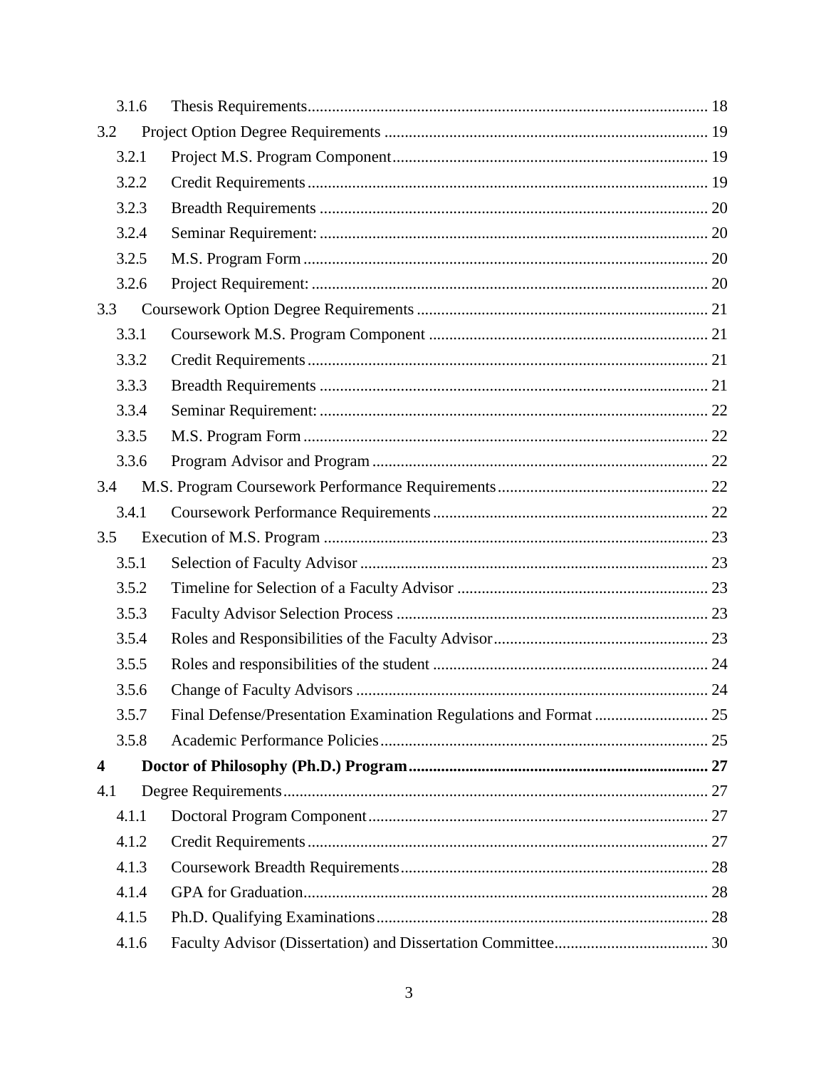3.1.6 Thesis Requirements ........ 18
3.2 Project Option Degree Requirements ........ 19
3.2.1 Project M.S. Program Component ........ 19
3.2.2 Credit Requirements ........ 19
3.2.3 Breadth Requirements ........ 20
3.2.4 Seminar Requirement: ........ 20
3.2.5 M.S. Program Form ........ 20
3.2.6 Project Requirement: ........ 20
3.3 Coursework Option Degree Requirements ........ 21
3.3.1 Coursework M.S. Program Component ........ 21
3.3.2 Credit Requirements ........ 21
3.3.3 Breadth Requirements ........ 21
3.3.4 Seminar Requirement: ........ 22
3.3.5 M.S. Program Form ........ 22
3.3.6 Program Advisor and Program ........ 22
3.4 M.S. Program Coursework Performance Requirements ........ 22
3.4.1 Coursework Performance Requirements ........ 22
3.5 Execution of M.S. Program ........ 23
3.5.1 Selection of Faculty Advisor ........ 23
3.5.2 Timeline for Selection of a Faculty Advisor ........ 23
3.5.3 Faculty Advisor Selection Process ........ 23
3.5.4 Roles and Responsibilities of the Faculty Advisor ........ 23
3.5.5 Roles and responsibilities of the student ........ 24
3.5.6 Change of Faculty Advisors ........ 24
3.5.7 Final Defense/Presentation Examination Regulations and Format ........ 25
3.5.8 Academic Performance Policies ........ 25
**4 Doctor of Philosophy (Ph.D.) Program ........ 27**
4.1 Degree Requirements ........ 27
4.1.1 Doctoral Program Component ........ 27
4.1.2 Credit Requirements ........ 27
4.1.3 Coursework Breadth Requirements ........ 28
4.1.4 GPA for Graduation ........ 28
4.1.5 Ph.D. Qualifying Examinations ........ 28
4.1.6 Faculty Advisor (Dissertation) and Dissertation Committee ........ 30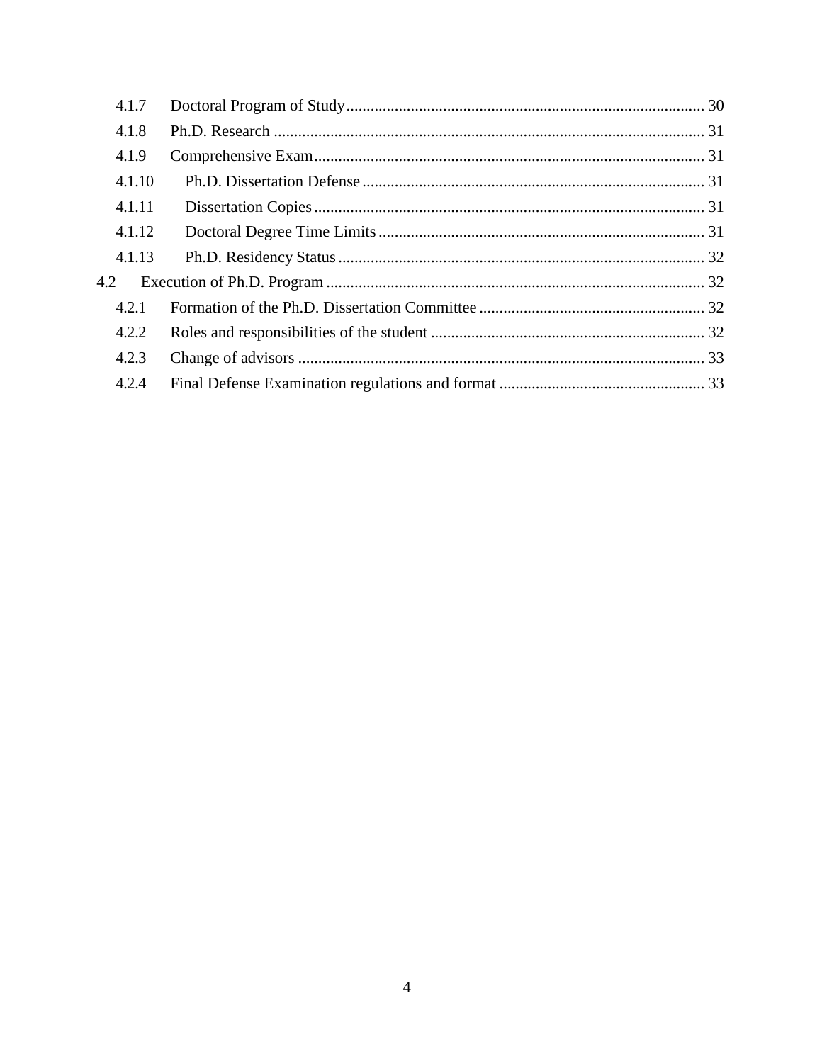4.1.7 Doctoral Program of Study ........................................................................................ 30
4.1.8 Ph.D. Research .......................................................................................................... 31
4.1.9 Comprehensive Exam................................................................................................ 31
4.1.10 Ph.D. Dissertation Defense ..................................................................................... 31
4.1.11 Dissertation Copies ................................................................................................. 31
4.1.12 Doctoral Degree Time Limits .................................................................................. 31
4.1.13 Ph.D. Residency Status ........................................................................................... 32

4.2 Execution of Ph.D. Program .............................................................................................. 32
4.2.1 Formation of the Ph.D. Dissertation Committee ........................................................ 32
4.2.2 Roles and responsibilities of the student .................................................................... 32
4.2.3 Change of advisors ..................................................................................................... 33
4.2.4 Final Defense Examination regulations and format ................................................... 33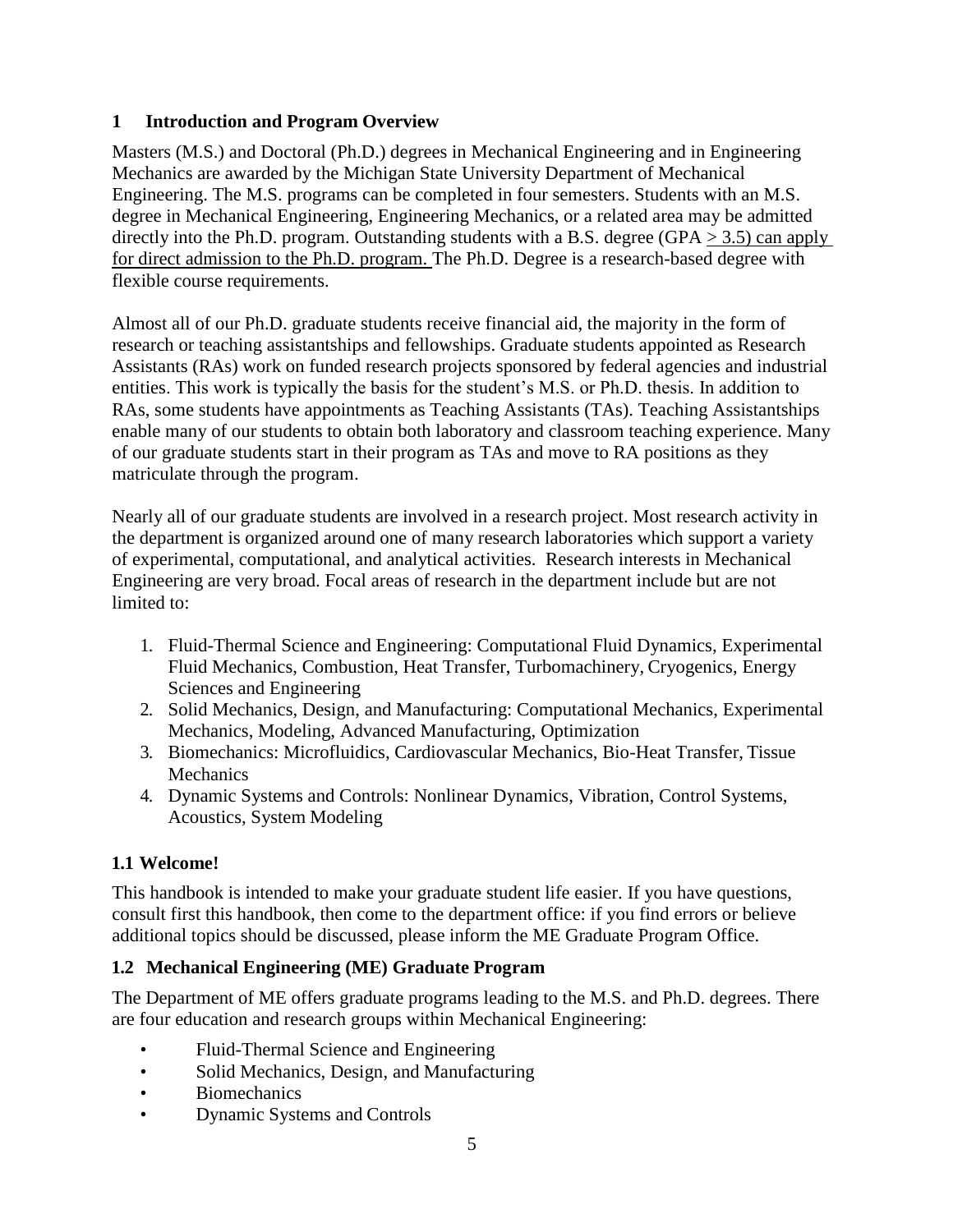# 1 Introduction and Program Overview

Masters (M.S.) and Doctoral (Ph.D.) degrees in Mechanical Engineering and in Engineering Mechanics are awarded by the Michigan State University Department of Mechanical Engineering. The M.S. programs can be completed in four semesters. Students with an M.S. degree in Mechanical Engineering, Engineering Mechanics, or a related area may be admitted directly into the Ph.D. program. Outstanding students with a B.S. degree (GPA $\geq 3.5$) can apply for direct admission to the Ph.D. program. The Ph.D. Degree is a research-based degree with flexible course requirements.

Almost all of our Ph.D. graduate students receive financial aid, the majority in the form of research or teaching assistantships and fellowships. Graduate students appointed as Research Assistants (RAs) work on funded research projects sponsored by federal agencies and industrial entities. This work is typically the basis for the student's M.S. or Ph.D. thesis. In addition to RAs, some students have appointments as Teaching Assistants (TAs). Teaching Assistantships enable many of our students to obtain both laboratory and classroom teaching experience. Many of our graduate students start in their program as TAs and move to RA positions as they matriculate through the program.

Nearly all of our graduate students are involved in a research project. Most research activity in the department is organized around one of many research laboratories which support a variety of experimental, computational, and analytical activities. Research interests in Mechanical Engineering are very broad. Focal areas of research in the department include but are not limited to:

1. Fluid-Thermal Science and Engineering: Computational Fluid Dynamics, Experimental Fluid Mechanics, Combustion, Heat Transfer, Turbomachinery, Cryogenics, Energy Sciences and Engineering
2. Solid Mechanics, Design, and Manufacturing: Computational Mechanics, Experimental Mechanics, Modeling, Advanced Manufacturing, Optimization
3. Biomechanics: Microfluidics, Cardiovascular Mechanics, Bio-Heat Transfer, Tissue Mechanics
4. Dynamic Systems and Controls: Nonlinear Dynamics, Vibration, Control Systems, Acoustics, System Modeling

## 1.1 Welcome!

This handbook is intended to make your graduate student life easier. If you have questions, consult first this handbook, then come to the department office: if you find errors or believe additional topics should be discussed, please inform the ME Graduate Program Office.

## 1.2 Mechanical Engineering (ME) Graduate Program

The Department of ME offers graduate programs leading to the M.S. and Ph.D. degrees. There are four education and research groups within Mechanical Engineering:

- Fluid-Thermal Science and Engineering
- Solid Mechanics, Design, and Manufacturing
- Biomechanics
- Dynamic Systems and Controls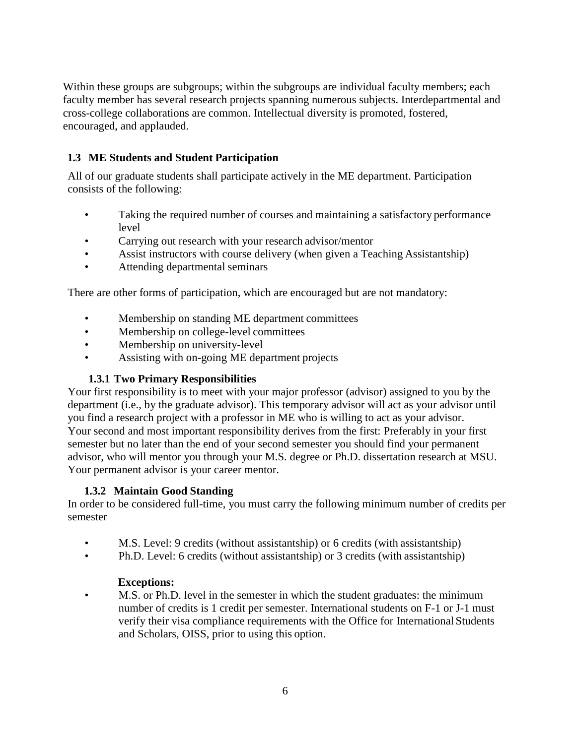Within these groups are subgroups; within the subgroups are individual faculty members; each faculty member has several research projects spanning numerous subjects. Interdepartmental and cross-college collaborations are common. Intellectual diversity is promoted, fostered, encouraged, and applauded.

## 1.3 ME Students and Student Participation

All of our graduate students shall participate actively in the ME department. Participation consists of the following:

- Taking the required number of courses and maintaining a satisfactory performance level
- Carrying out research with your research advisor/mentor
- Assist instructors with course delivery (when given a Teaching Assistantship)
- Attending departmental seminars

There are other forms of participation, which are encouraged but are not mandatory:

- Membership on standing ME department committees
- Membership on college-level committees
- Membership on university-level
- Assisting with on-going ME department projects

### 1.3.1 Two Primary Responsibilities

Your first responsibility is to meet with your major professor (advisor) assigned to you by the department (i.e., by the graduate advisor). This temporary advisor will act as your advisor until you find a research project with a professor in ME who is willing to act as your advisor. Your second and most important responsibility derives from the first: Preferably in your first semester but no later than the end of your second semester you should find your permanent advisor, who will mentor you through your M.S. degree or Ph.D. dissertation research at MSU. Your permanent advisor is your career mentor.

### 1.3.2 Maintain Good Standing

In order to be considered full-time, you must carry the following minimum number of credits per semester

- M.S. Level: 9 credits (without assistantship) or 6 credits (with assistantship)
- Ph.D. Level: 6 credits (without assistantship) or 3 credits (with assistantship)

**Exceptions:**

- M.S. or Ph.D. level in the semester in which the student graduates: the minimum number of credits is 1 credit per semester. International students on F-1 or J-1 must verify their visa compliance requirements with the Office for International Students and Scholars, OISS, prior to using this option.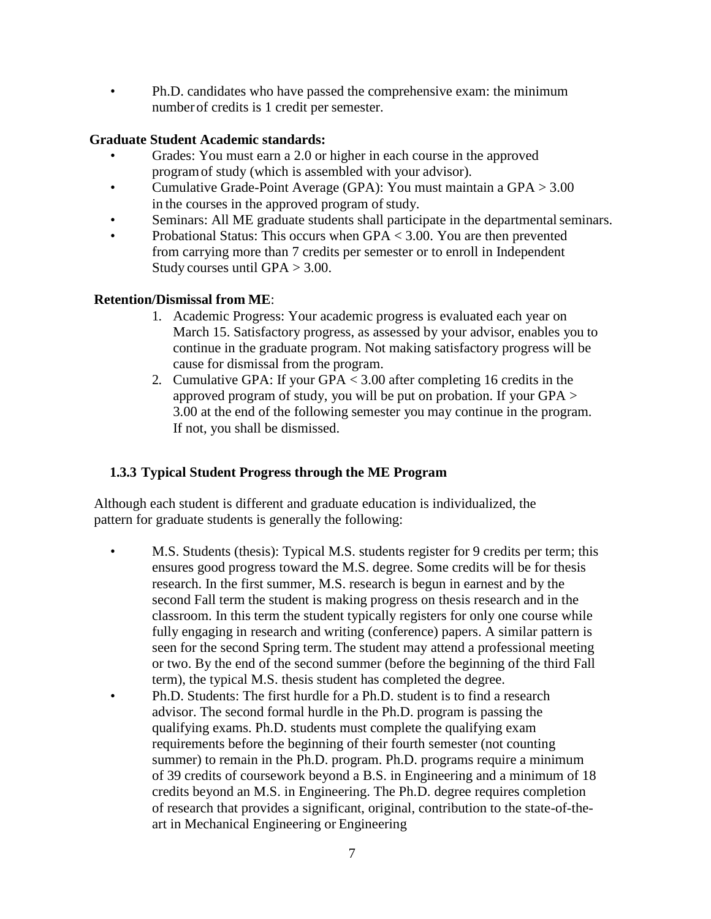- Ph.D. candidates who have passed the comprehensive exam: the minimum number of credits is 1 credit per semester.

**Graduate Student Academic standards:**

- Grades: You must earn a 2.0 or higher in each course in the approved program of study (which is assembled with your advisor).
- Cumulative Grade-Point Average (GPA): You must maintain a GPA > 3.00 in the courses in the approved program of study.
- Seminars: All ME graduate students shall participate in the departmental seminars.
- Probational Status: This occurs when GPA < 3.00. You are then prevented from carrying more than 7 credits per semester or to enroll in Independent Study courses until GPA > 3.00.

**Retention/Dismissal from ME**:

1. Academic Progress: Your academic progress is evaluated each year on March 15. Satisfactory progress, as assessed by your advisor, enables you to continue in the graduate program. Not making satisfactory progress will be cause for dismissal from the program.
2. Cumulative GPA: If your GPA < 3.00 after completing 16 credits in the approved program of study, you will be put on probation. If your GPA > 3.00 at the end of the following semester you may continue in the program. If not, you shall be dismissed.

### 1.3.3 Typical Student Progress through the ME Program

Although each student is different and graduate education is individualized, the pattern for graduate students is generally the following:

- M.S. Students (thesis): Typical M.S. students register for 9 credits per term; this ensures good progress toward the M.S. degree. Some credits will be for thesis research. In the first summer, M.S. research is begun in earnest and by the second Fall term the student is making progress on thesis research and in the classroom. In this term the student typically registers for only one course while fully engaging in research and writing (conference) papers. A similar pattern is seen for the second Spring term. The student may attend a professional meeting or two. By the end of the second summer (before the beginning of the third Fall term), the typical M.S. thesis student has completed the degree.
- Ph.D. Students: The first hurdle for a Ph.D. student is to find a research advisor. The second formal hurdle in the Ph.D. program is passing the qualifying exams. Ph.D. students must complete the qualifying exam requirements before the beginning of their fourth semester (not counting summer) to remain in the Ph.D. program. Ph.D. programs require a minimum of 39 credits of coursework beyond a B.S. in Engineering and a minimum of 18 credits beyond an M.S. in Engineering. The Ph.D. degree requires completion of research that provides a significant, original, contribution to the state-of-the-art in Mechanical Engineering or Engineering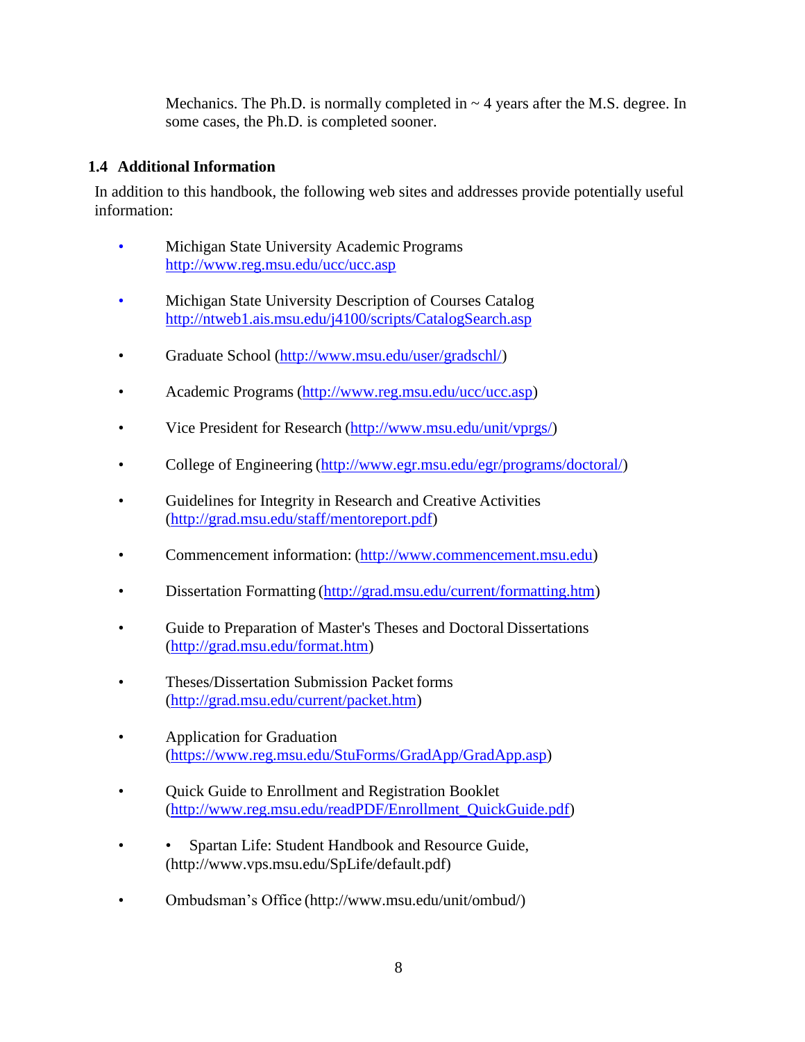Mechanics. The Ph.D. is normally completed in ~ 4 years after the M.S. degree. In some cases, the Ph.D. is completed sooner.

### 1.4 Additional Information

In addition to this handbook, the following web sites and addresses provide potentially useful information:

- Michigan State University Academic Programs
  http://www.reg.msu.edu/ucc/ucc.asp

- Michigan State University Description of Courses Catalog
  http://ntweb1.ais.msu.edu/j4100/scripts/CatalogSearch.asp

- Graduate School (http://www.msu.edu/user/gradschl/)

- Academic Programs (http://www.reg.msu.edu/ucc/ucc.asp)

- Vice President for Research (http://www.msu.edu/unit/vprgs/)

- College of Engineering (http://www.egr.msu.edu/egr/programs/doctoral/)

- Guidelines for Integrity in Research and Creative Activities
  (http://grad.msu.edu/staff/mentoreport.pdf)

- Commencement information: (http://www.commencement.msu.edu)

- Dissertation Formatting (http://grad.msu.edu/current/formatting.htm)

- Guide to Preparation of Master's Theses and Doctoral Dissertations
  (http://grad.msu.edu/format.htm)

- Theses/Dissertation Submission Packet forms
  (http://grad.msu.edu/current/packet.htm)

- Application for Graduation
  (https://www.reg.msu.edu/StuForms/GradApp/GradApp.asp)

- Quick Guide to Enrollment and Registration Booklet
  (http://www.reg.msu.edu/readPDF/Enrollment_QuickGuide.pdf)

- • Spartan Life: Student Handbook and Resource Guide,
  (http://www.vps.msu.edu/SpLife/default.pdf)

- Ombudsman's Office (http://www.msu.edu/unit/ombud/)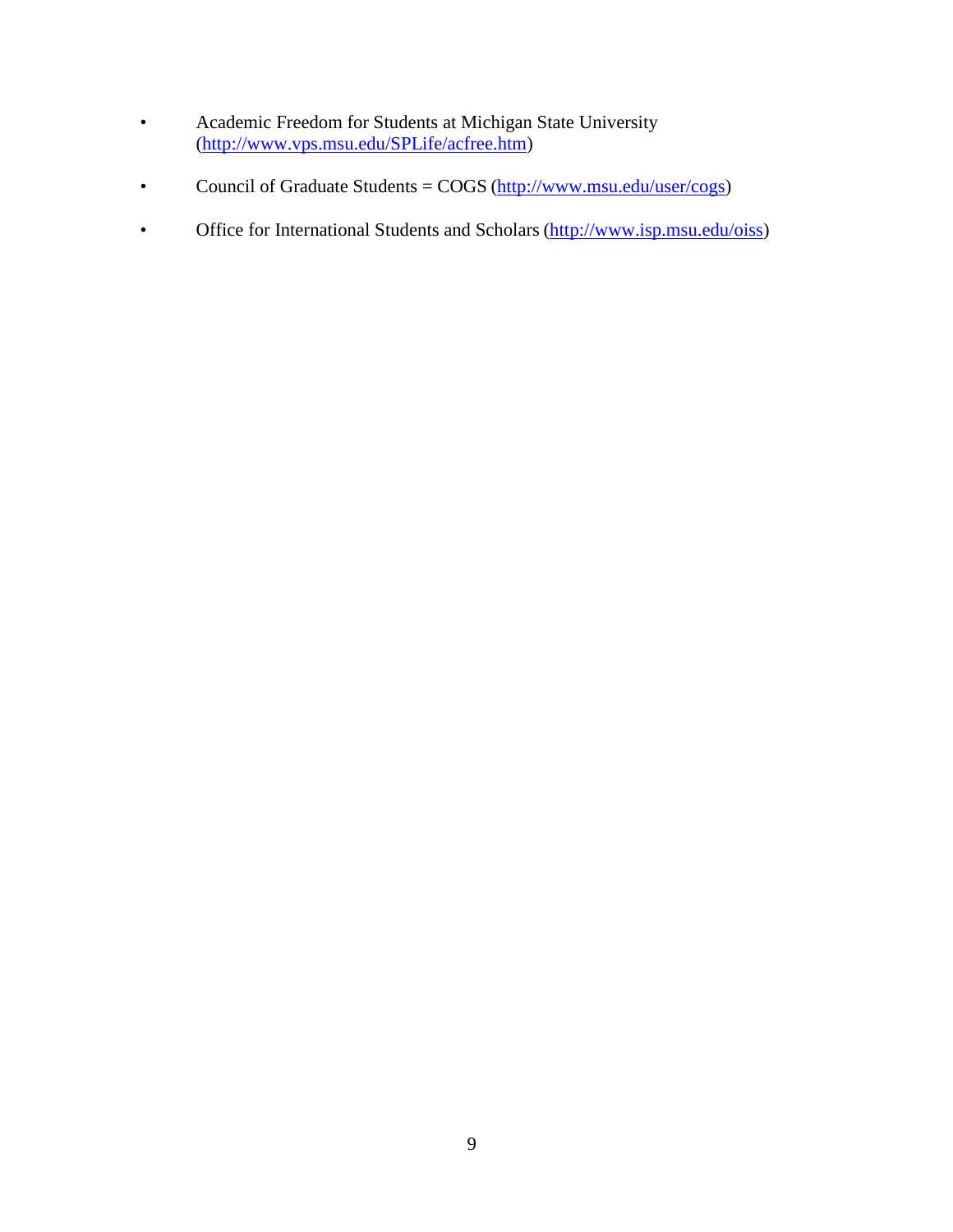- Academic Freedom for Students at Michigan State University (http://www.vps.msu.edu/SPLife/acfree.htm)

- Council of Graduate Students = COGS (http://www.msu.edu/user/cogs)

- Office for International Students and Scholars (http://www.isp.msu.edu/oiss)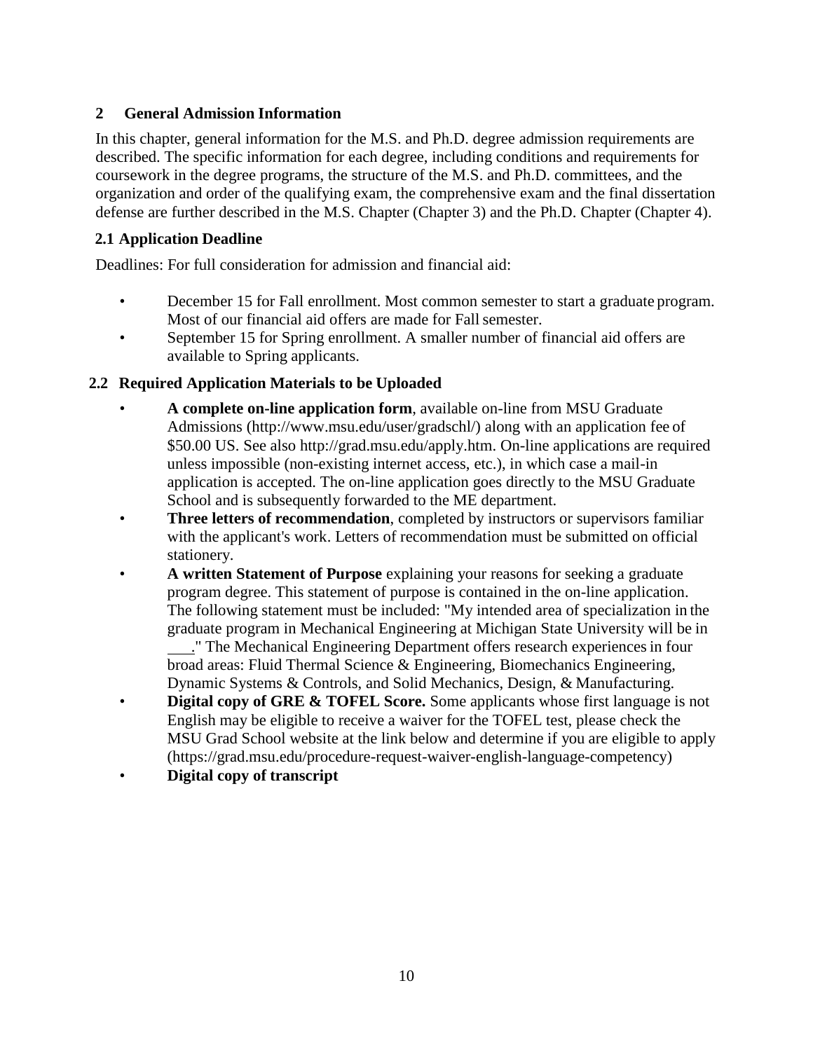## 2 General Admission Information

In this chapter, general information for the M.S. and Ph.D. degree admission requirements are described. The specific information for each degree, including conditions and requirements for coursework in the degree programs, the structure of the M.S. and Ph.D. committees, and the organization and order of the qualifying exam, the comprehensive exam and the final dissertation defense are further described in the M.S. Chapter (Chapter 3) and the Ph.D. Chapter (Chapter 4).

### 2.1 Application Deadline

Deadlines: For full consideration for admission and financial aid:

- December 15 for Fall enrollment. Most common semester to start a graduate program. Most of our financial aid offers are made for Fall semester.
- September 15 for Spring enrollment. A smaller number of financial aid offers are available to Spring applicants.

### 2.2 Required Application Materials to be Uploaded

- **A complete on-line application form**, available on-line from MSU Graduate Admissions (http://www.msu.edu/user/gradschl/) along with an application fee of $50.00 US. See also http://grad.msu.edu/apply.htm. On-line applications are required unless impossible (non-existing internet access, etc.), in which case a mail-in application is accepted. The on-line application goes directly to the MSU Graduate School and is subsequently forwarded to the ME department.
- **Three letters of recommendation**, completed by instructors or supervisors familiar with the applicant's work. Letters of recommendation must be submitted on official stationery.
- **A written Statement of Purpose** explaining your reasons for seeking a graduate program degree. This statement of purpose is contained in the on-line application. The following statement must be included: "My intended area of specialization in the graduate program in Mechanical Engineering at Michigan State University will be in ___." The Mechanical Engineering Department offers research experiences in four broad areas: Fluid Thermal Science & Engineering, Biomechanics Engineering, Dynamic Systems & Controls, and Solid Mechanics, Design, & Manufacturing.
- **Digital copy of GRE & TOFEL Score.** Some applicants whose first language is not English may be eligible to receive a waiver for the TOFEL test, please check the MSU Grad School website at the link below and determine if you are eligible to apply (https://grad.msu.edu/procedure-request-waiver-english-language-competency)
- **Digital copy of transcript**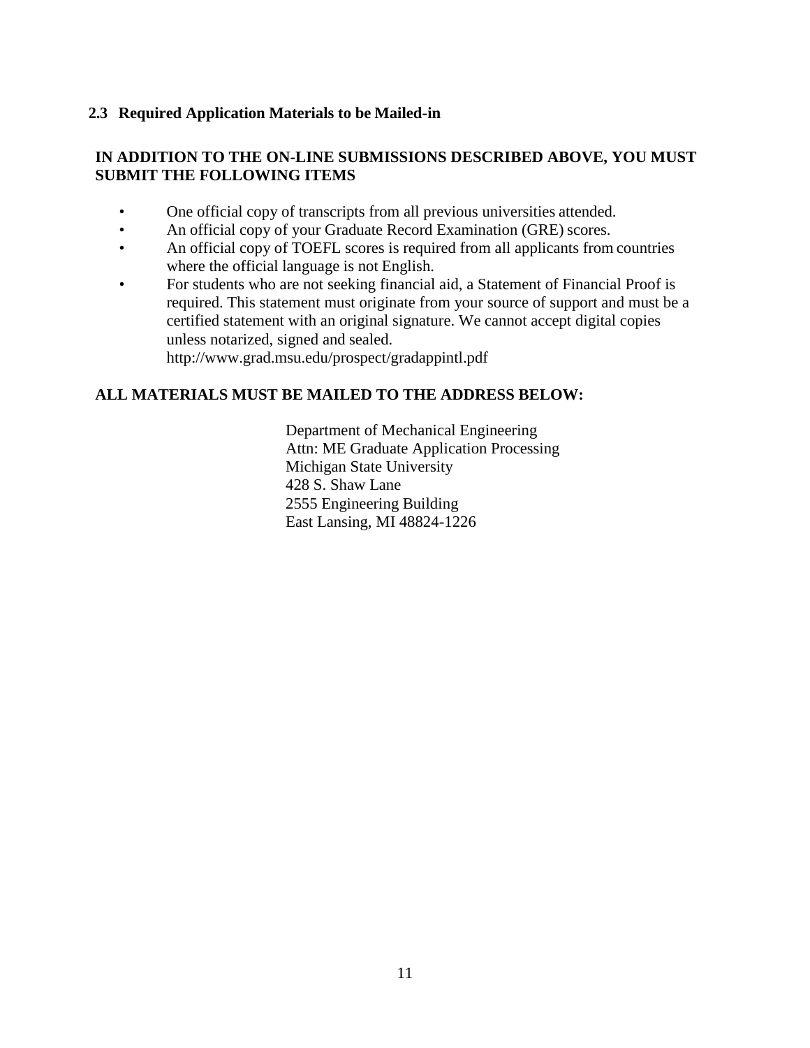### 2.3 Required Application Materials to be Mailed-in

**IN ADDITION TO THE ON-LINE SUBMISSIONS DESCRIBED ABOVE, YOU MUST SUBMIT THE FOLLOWING ITEMS**

- One official copy of transcripts from all previous universities attended.
- An official copy of your Graduate Record Examination (GRE) scores.
- An official copy of TOEFL scores is required from all applicants from countries where the official language is not English.
- For students who are not seeking financial aid, a Statement of Financial Proof is required. This statement must originate from your source of support and must be a certified statement with an original signature. We cannot accept digital copies unless notarized, signed and sealed.
  http://www.grad.msu.edu/prospect/gradappintl.pdf

**ALL MATERIALS MUST BE MAILED TO THE ADDRESS BELOW:**

Department of Mechanical Engineering
Attn: ME Graduate Application Processing
Michigan State University
428 S. Shaw Lane
2555 Engineering Building
East Lansing, MI 48824-1226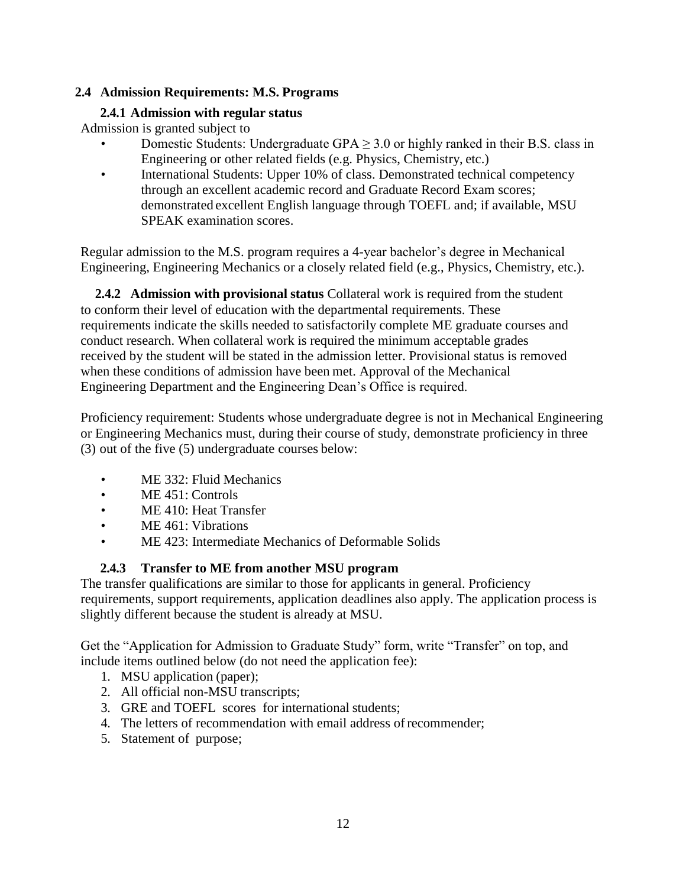## 2.4 Admission Requirements: M.S. Programs

### 2.4.1 Admission with regular status

Admission is granted subject to

- Domestic Students: Undergraduate GPA $\geq 3.0$ or highly ranked in their B.S. class in Engineering or other related fields (e.g. Physics, Chemistry, etc.)
- International Students: Upper 10% of class. Demonstrated technical competency through an excellent academic record and Graduate Record Exam scores; demonstrated excellent English language through TOEFL and; if available, MSU SPEAK examination scores.

Regular admission to the M.S. program requires a 4-year bachelor's degree in Mechanical Engineering, Engineering Mechanics or a closely related field (e.g., Physics, Chemistry, etc.).

**2.4.2 Admission with provisional status** Collateral work is required from the student to conform their level of education with the departmental requirements. These requirements indicate the skills needed to satisfactorily complete ME graduate courses and conduct research. When collateral work is required the minimum acceptable grades received by the student will be stated in the admission letter. Provisional status is removed when these conditions of admission have been met. Approval of the Mechanical Engineering Department and the Engineering Dean's Office is required.

Proficiency requirement: Students whose undergraduate degree is not in Mechanical Engineering or Engineering Mechanics must, during their course of study, demonstrate proficiency in three (3) out of the five (5) undergraduate courses below:

- ME 332: Fluid Mechanics
- ME 451: Controls
- ME 410: Heat Transfer
- ME 461: Vibrations
- ME 423: Intermediate Mechanics of Deformable Solids

### 2.4.3 Transfer to ME from another MSU program

The transfer qualifications are similar to those for applicants in general. Proficiency requirements, support requirements, application deadlines also apply. The application process is slightly different because the student is already at MSU.

Get the "Application for Admission to Graduate Study" form, write "Transfer" on top, and include items outlined below (do not need the application fee):

1. MSU application (paper);
2. All official non-MSU transcripts;
3. GRE and TOEFL scores for international students;
4. The letters of recommendation with email address of recommender;
5. Statement of purpose;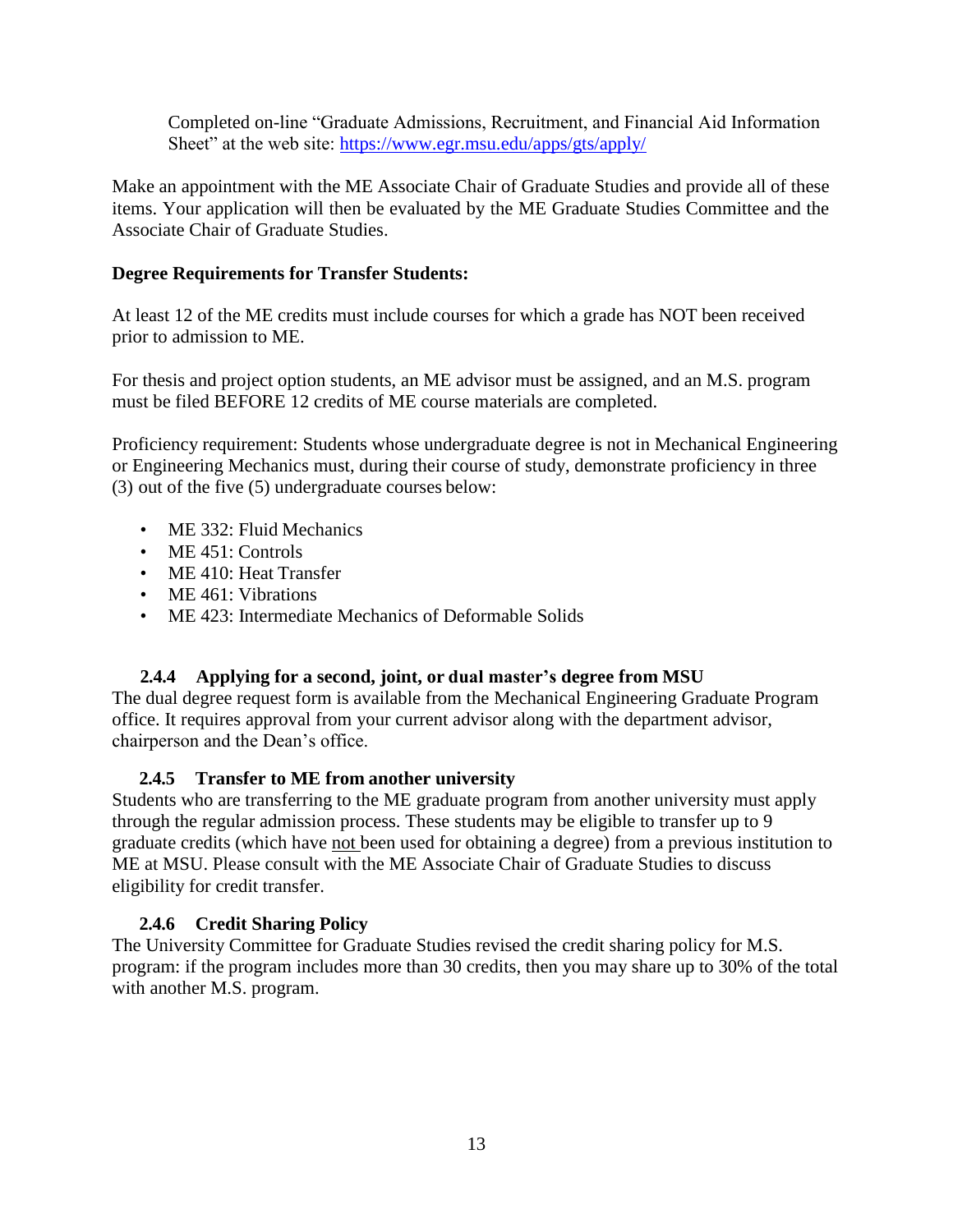Completed on-line "Graduate Admissions, Recruitment, and Financial Aid Information Sheet" at the web site: https://www.egr.msu.edu/apps/gts/apply/

Make an appointment with the ME Associate Chair of Graduate Studies and provide all of these items. Your application will then be evaluated by the ME Graduate Studies Committee and the Associate Chair of Graduate Studies.

**Degree Requirements for Transfer Students:**

At least 12 of the ME credits must include courses for which a grade has NOT been received prior to admission to ME.

For thesis and project option students, an ME advisor must be assigned, and an M.S. program must be filed BEFORE 12 credits of ME course materials are completed.

Proficiency requirement: Students whose undergraduate degree is not in Mechanical Engineering or Engineering Mechanics must, during their course of study, demonstrate proficiency in three (3) out of the five (5) undergraduate courses below:

- ME 332: Fluid Mechanics
- ME 451: Controls
- ME 410: Heat Transfer
- ME 461: Vibrations
- ME 423: Intermediate Mechanics of Deformable Solids

### 2.4.4 Applying for a second, joint, or dual master's degree from MSU

The dual degree request form is available from the Mechanical Engineering Graduate Program office. It requires approval from your current advisor along with the department advisor, chairperson and the Dean's office.

### 2.4.5 Transfer to ME from another university

Students who are transferring to the ME graduate program from another university must apply through the regular admission process. These students may be eligible to transfer up to 9 graduate credits (which have <u>not</u> been used for obtaining a degree) from a previous institution to ME at MSU. Please consult with the ME Associate Chair of Graduate Studies to discuss eligibility for credit transfer.

### 2.4.6 Credit Sharing Policy

The University Committee for Graduate Studies revised the credit sharing policy for M.S. program: if the program includes more than 30 credits, then you may share up to 30% of the total with another M.S. program.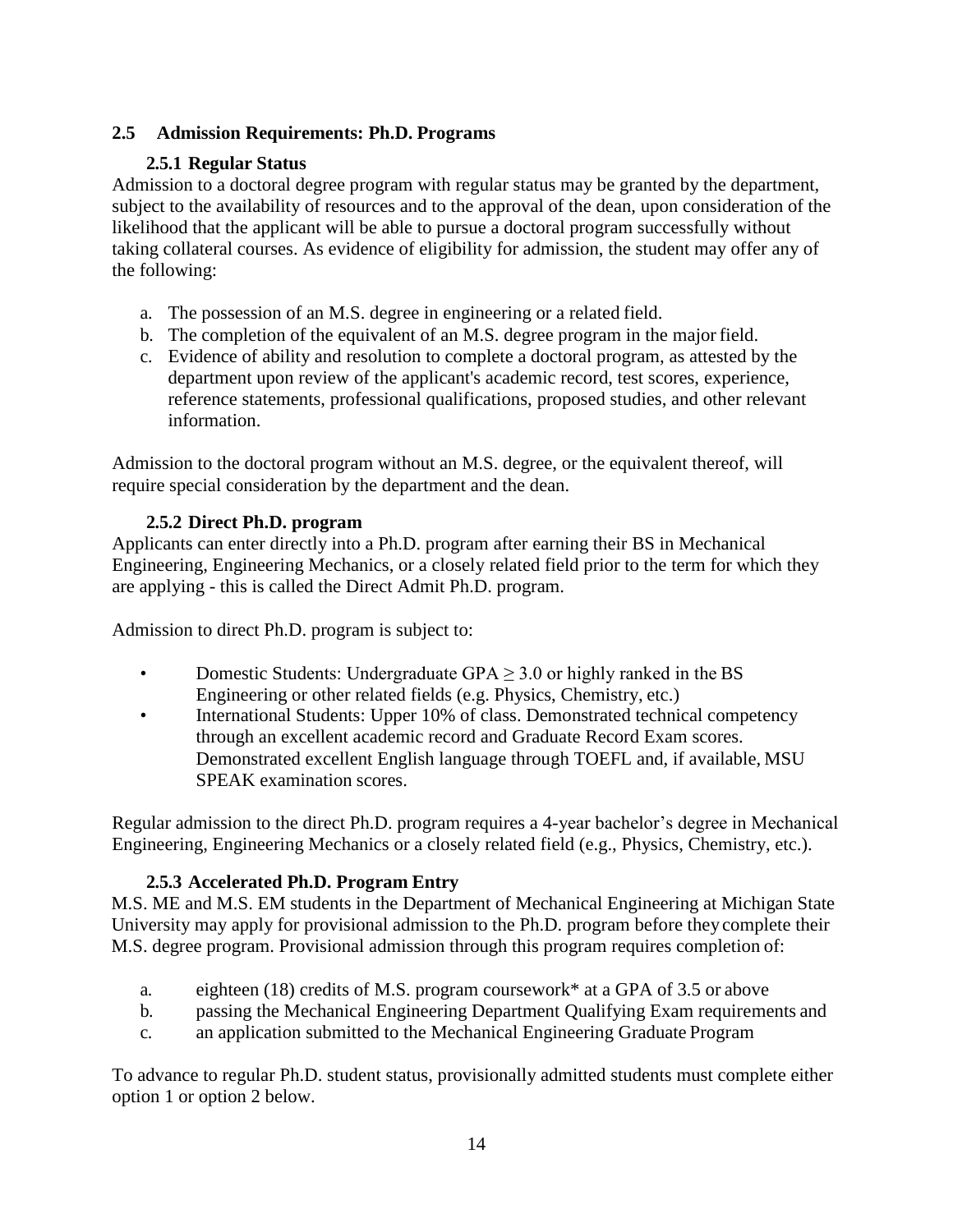## 2.5 Admission Requirements: Ph.D. Programs

### 2.5.1 Regular Status

Admission to a doctoral degree program with regular status may be granted by the department, subject to the availability of resources and to the approval of the dean, upon consideration of the likelihood that the applicant will be able to pursue a doctoral program successfully without taking collateral courses. As evidence of eligibility for admission, the student may offer any of the following:

a. The possession of an M.S. degree in engineering or a related field.
b. The completion of the equivalent of an M.S. degree program in the major field.
c. Evidence of ability and resolution to complete a doctoral program, as attested by the department upon review of the applicant's academic record, test scores, experience, reference statements, professional qualifications, proposed studies, and other relevant information.

Admission to the doctoral program without an M.S. degree, or the equivalent thereof, will require special consideration by the department and the dean.

### 2.5.2 Direct Ph.D. program

Applicants can enter directly into a Ph.D. program after earning their BS in Mechanical Engineering, Engineering Mechanics, or a closely related field prior to the term for which they are applying - this is called the Direct Admit Ph.D. program.

Admission to direct Ph.D. program is subject to:

- Domestic Students: Undergraduate GPA $\geq 3.0$ or highly ranked in the BS Engineering or other related fields (e.g. Physics, Chemistry, etc.)
- International Students: Upper 10% of class. Demonstrated technical competency through an excellent academic record and Graduate Record Exam scores. Demonstrated excellent English language through TOEFL and, if available, MSU SPEAK examination scores.

Regular admission to the direct Ph.D. program requires a 4-year bachelor's degree in Mechanical Engineering, Engineering Mechanics or a closely related field (e.g., Physics, Chemistry, etc.).

### 2.5.3 Accelerated Ph.D. Program Entry

M.S. ME and M.S. EM students in the Department of Mechanical Engineering at Michigan State University may apply for provisional admission to the Ph.D. program before they complete their M.S. degree program. Provisional admission through this program requires completion of:

a. eighteen (18) credits of M.S. program coursework* at a GPA of 3.5 or above
b. passing the Mechanical Engineering Department Qualifying Exam requirements and
c. an application submitted to the Mechanical Engineering Graduate Program

To advance to regular Ph.D. student status, provisionally admitted students must complete either option 1 or option 2 below.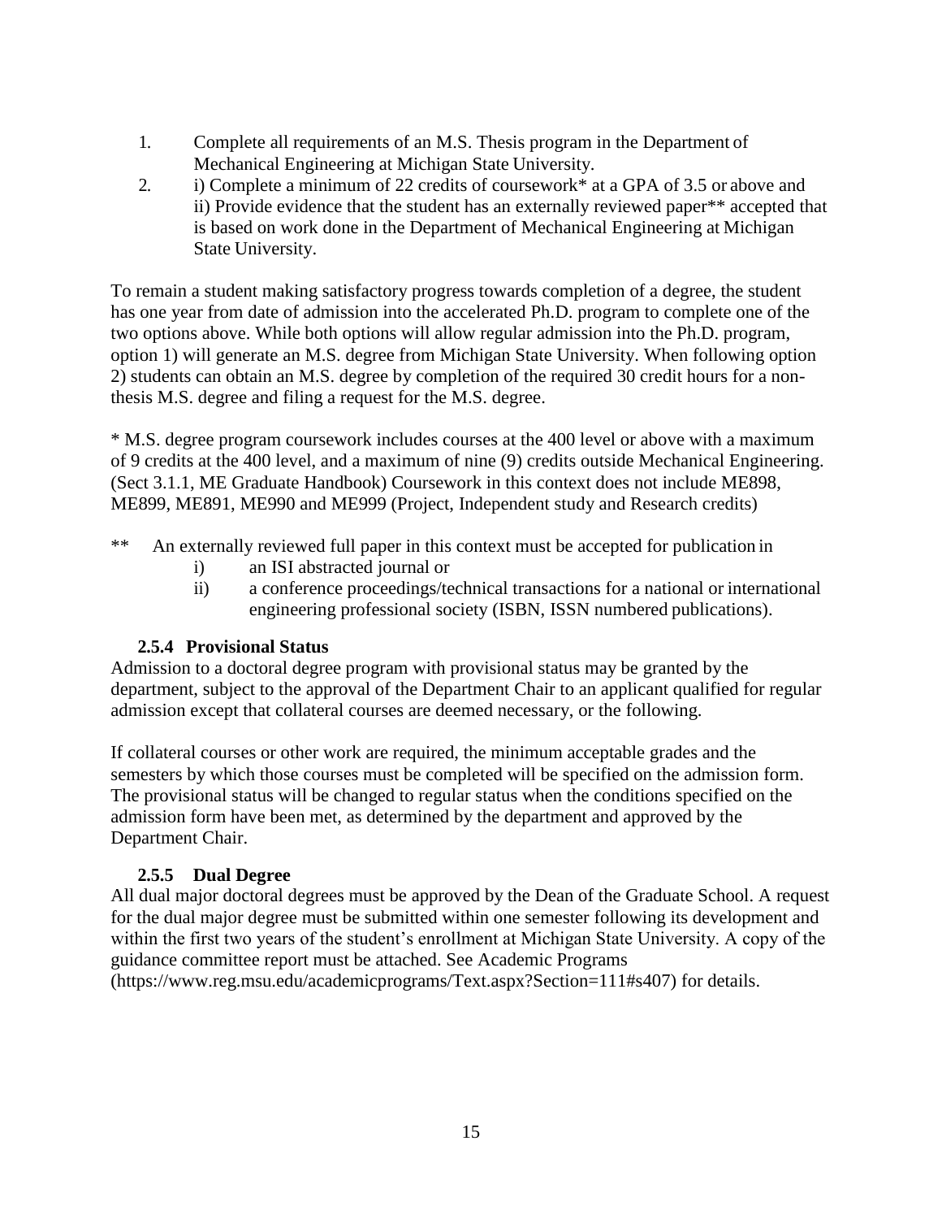1. Complete all requirements of an M.S. Thesis program in the Department of Mechanical Engineering at Michigan State University.
2. i) Complete a minimum of 22 credits of coursework* at a GPA of 3.5 or above and ii) Provide evidence that the student has an externally reviewed paper** accepted that is based on work done in the Department of Mechanical Engineering at Michigan State University.

To remain a student making satisfactory progress towards completion of a degree, the student has one year from date of admission into the accelerated Ph.D. program to complete one of the two options above. While both options will allow regular admission into the Ph.D. program, option 1) will generate an M.S. degree from Michigan State University. When following option 2) students can obtain an M.S. degree by completion of the required 30 credit hours for a non-thesis M.S. degree and filing a request for the M.S. degree.

* M.S. degree program coursework includes courses at the 400 level or above with a maximum of 9 credits at the 400 level, and a maximum of nine (9) credits outside Mechanical Engineering. (Sect 3.1.1, ME Graduate Handbook) Coursework in this context does not include ME898, ME899, ME891, ME990 and ME999 (Project, Independent study and Research credits)

** An externally reviewed full paper in this context must be accepted for publication in

i) an ISI abstracted journal or

ii) a conference proceedings/technical transactions for a national or international engineering professional society (ISBN, ISSN numbered publications).

### 2.5.4 Provisional Status

Admission to a doctoral degree program with provisional status may be granted by the department, subject to the approval of the Department Chair to an applicant qualified for regular admission except that collateral courses are deemed necessary, or the following.

If collateral courses or other work are required, the minimum acceptable grades and the semesters by which those courses must be completed will be specified on the admission form. The provisional status will be changed to regular status when the conditions specified on the admission form have been met, as determined by the department and approved by the Department Chair.

### 2.5.5 Dual Degree

All dual major doctoral degrees must be approved by the Dean of the Graduate School. A request for the dual major degree must be submitted within one semester following its development and within the first two years of the student's enrollment at Michigan State University. A copy of the guidance committee report must be attached. See Academic Programs (https://www.reg.msu.edu/academicprograms/Text.aspx?Section=111#s407) for details.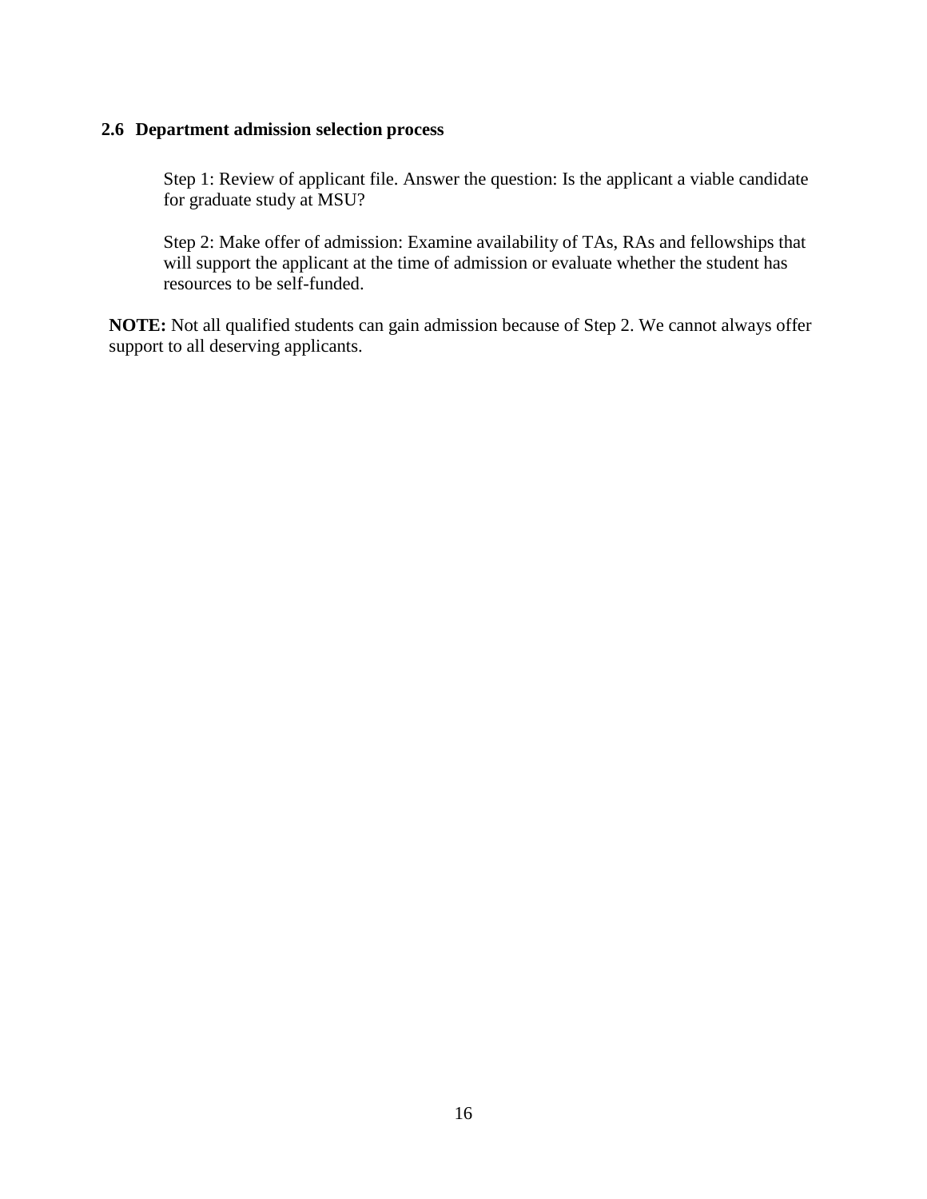### 2.6 Department admission selection process

Step 1: Review of applicant file. Answer the question: Is the applicant a viable candidate for graduate study at MSU?

Step 2: Make offer of admission: Examine availability of TAs, RAs and fellowships that will support the applicant at the time of admission or evaluate whether the student has resources to be self-funded.

**NOTE:** Not all qualified students can gain admission because of Step 2. We cannot always offer support to all deserving applicants.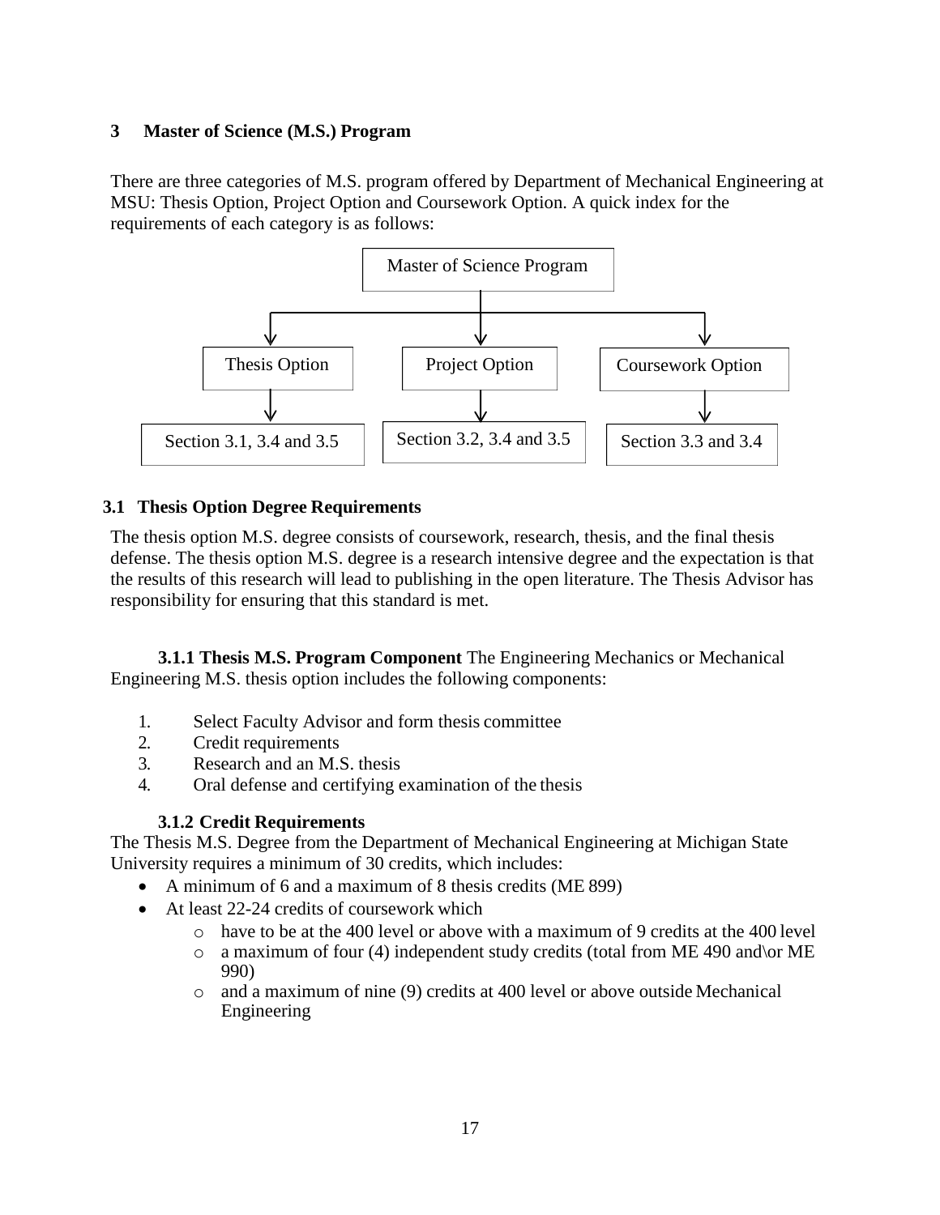## 3 Master of Science (M.S.) Program

There are three categories of M.S. program offered by Department of Mechanical Engineering at MSU: Thesis Option, Project Option and Coursework Option. A quick index for the requirements of each category is as follows:

Master of Science Program

Thesis Option

Section 3.1, 3.4 and 3.5

Project Option

Section 3.2, 3.4 and 3.5

Coursework Option

Section 3.3 and 3.4

### 3.1 Thesis Option Degree Requirements

The thesis option M.S. degree consists of coursework, research, thesis, and the final thesis defense. The thesis option M.S. degree is a research intensive degree and the expectation is that the results of this research will lead to publishing in the open literature. The Thesis Advisor has responsibility for ensuring that this standard is met.

**3.1.1 Thesis M.S. Program Component** The Engineering Mechanics or Mechanical Engineering M.S. thesis option includes the following components:

1. Select Faculty Advisor and form thesis committee
2. Credit requirements
3. Research and an M.S. thesis
4. Oral defense and certifying examination of the thesis

#### 3.1.2 Credit Requirements

The Thesis M.S. Degree from the Department of Mechanical Engineering at Michigan State University requires a minimum of 30 credits, which includes:

- A minimum of 6 and a maximum of 8 thesis credits (ME 899)
- At least 22-24 credits of coursework which
  - have to be at the 400 level or above with a maximum of 9 credits at the 400 level
  - a maximum of four (4) independent study credits (total from ME 490 and\or ME 990)
  - and a maximum of nine (9) credits at 400 level or above outside Mechanical Engineering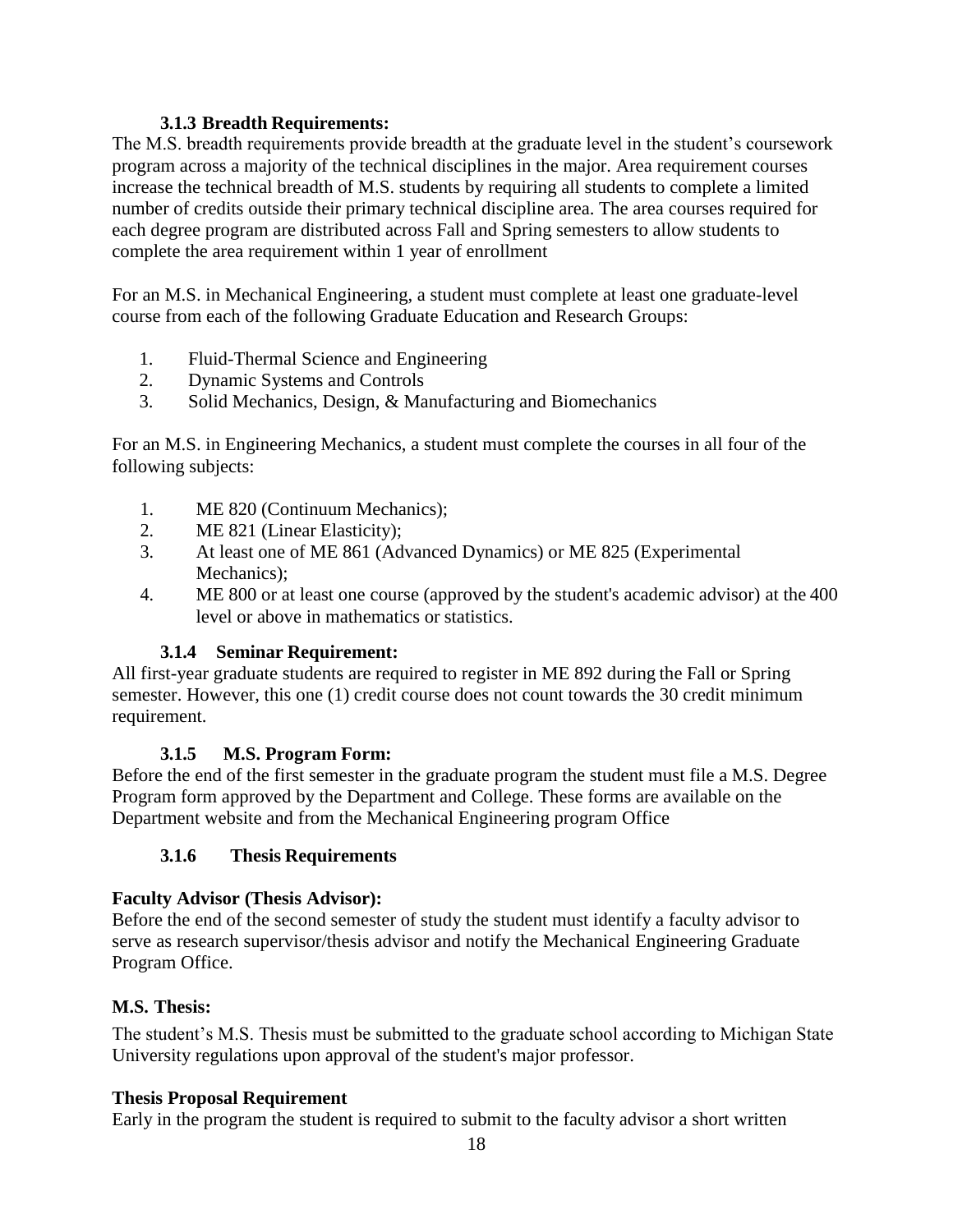### 3.1.3 Breadth Requirements:

The M.S. breadth requirements provide breadth at the graduate level in the student's coursework program across a majority of the technical disciplines in the major. Area requirement courses increase the technical breadth of M.S. students by requiring all students to complete a limited number of credits outside their primary technical discipline area. The area courses required for each degree program are distributed across Fall and Spring semesters to allow students to complete the area requirement within 1 year of enrollment

For an M.S. in Mechanical Engineering, a student must complete at least one graduate-level course from each of the following Graduate Education and Research Groups:

1. Fluid-Thermal Science and Engineering
2. Dynamic Systems and Controls
3. Solid Mechanics, Design, & Manufacturing and Biomechanics

For an M.S. in Engineering Mechanics, a student must complete the courses in all four of the following subjects:

1. ME 820 (Continuum Mechanics);
2. ME 821 (Linear Elasticity);
3. At least one of ME 861 (Advanced Dynamics) or ME 825 (Experimental Mechanics);
4. ME 800 or at least one course (approved by the student's academic advisor) at the 400 level or above in mathematics or statistics.

### 3.1.4 Seminar Requirement:

All first-year graduate students are required to register in ME 892 during the Fall or Spring semester. However, this one (1) credit course does not count towards the 30 credit minimum requirement.

### 3.1.5 M.S. Program Form:

Before the end of the first semester in the graduate program the student must file a M.S. Degree Program form approved by the Department and College. These forms are available on the Department website and from the Mechanical Engineering program Office

### 3.1.6 Thesis Requirements

**Faculty Advisor (Thesis Advisor):**

Before the end of the second semester of study the student must identify a faculty advisor to serve as research supervisor/thesis advisor and notify the Mechanical Engineering Graduate Program Office.

**M.S. Thesis:**

The student's M.S. Thesis must be submitted to the graduate school according to Michigan State University regulations upon approval of the student's major professor.

**Thesis Proposal Requirement**

Early in the program the student is required to submit to the faculty advisor a short written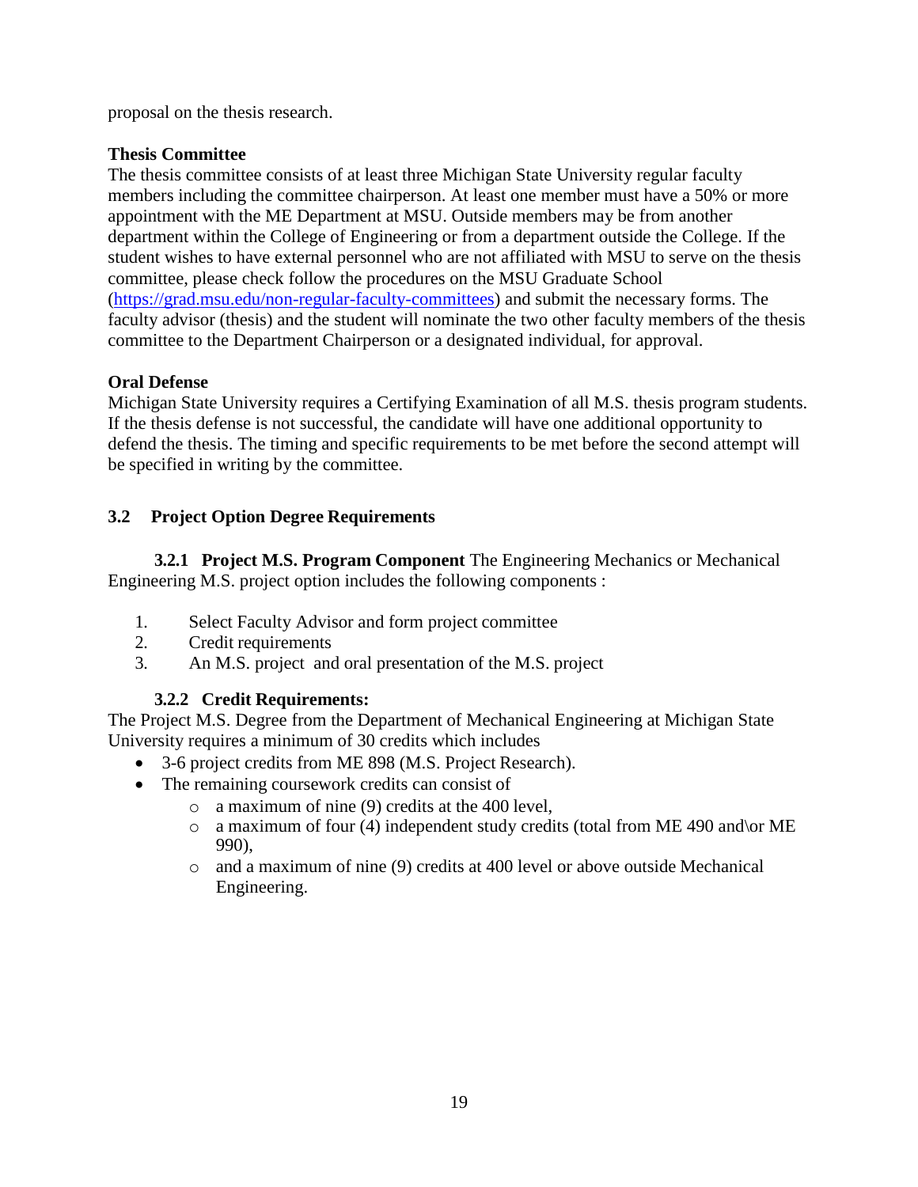proposal on the thesis research.

**Thesis Committee**

The thesis committee consists of at least three Michigan State University regular faculty members including the committee chairperson. At least one member must have a 50% or more appointment with the ME Department at MSU. Outside members may be from another department within the College of Engineering or from a department outside the College. If the student wishes to have external personnel who are not affiliated with MSU to serve on the thesis committee, please check follow the procedures on the MSU Graduate School ([https://grad.msu.edu/non-regular-faculty-committees](https://grad.msu.edu/non-regular-faculty-committees)) and submit the necessary forms. The faculty advisor (thesis) and the student will nominate the two other faculty members of the thesis committee to the Department Chairperson or a designated individual, for approval.

**Oral Defense**

Michigan State University requires a Certifying Examination of all M.S. thesis program students. If the thesis defense is not successful, the candidate will have one additional opportunity to defend the thesis. The timing and specific requirements to be met before the second attempt will be specified in writing by the committee.

## 3.2 Project Option Degree Requirements

**3.2.1 Project M.S. Program Component** The Engineering Mechanics or Mechanical Engineering M.S. project option includes the following components :

1. Select Faculty Advisor and form project committee
2. Credit requirements
3. An M.S. project and oral presentation of the M.S. project

**3.2.2 Credit Requirements:**

The Project M.S. Degree from the Department of Mechanical Engineering at Michigan State University requires a minimum of 30 credits which includes

- 3-6 project credits from ME 898 (M.S. Project Research).
- The remaining coursework credits can consist of
  - a maximum of nine (9) credits at the 400 level,
  - a maximum of four (4) independent study credits (total from ME 490 and\or ME 990),
  - and a maximum of nine (9) credits at 400 level or above outside Mechanical Engineering.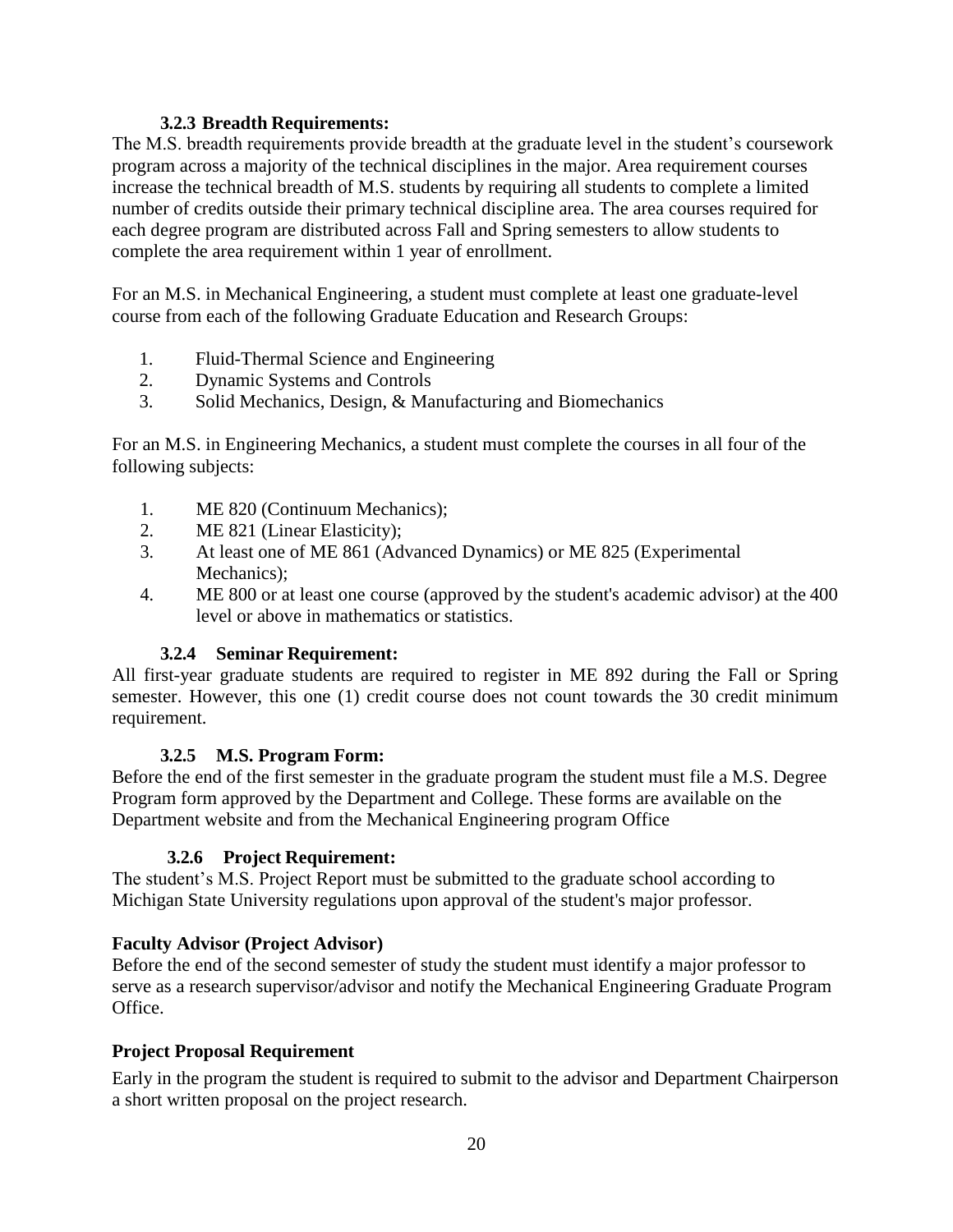### 3.2.3 Breadth Requirements:

The M.S. breadth requirements provide breadth at the graduate level in the student's coursework program across a majority of the technical disciplines in the major. Area requirement courses increase the technical breadth of M.S. students by requiring all students to complete a limited number of credits outside their primary technical discipline area. The area courses required for each degree program are distributed across Fall and Spring semesters to allow students to complete the area requirement within 1 year of enrollment.

For an M.S. in Mechanical Engineering, a student must complete at least one graduate-level course from each of the following Graduate Education and Research Groups:

1. Fluid-Thermal Science and Engineering
2. Dynamic Systems and Controls
3. Solid Mechanics, Design, & Manufacturing and Biomechanics

For an M.S. in Engineering Mechanics, a student must complete the courses in all four of the following subjects:

1. ME 820 (Continuum Mechanics);
2. ME 821 (Linear Elasticity);
3. At least one of ME 861 (Advanced Dynamics) or ME 825 (Experimental Mechanics);
4. ME 800 or at least one course (approved by the student's academic advisor) at the 400 level or above in mathematics or statistics.

### 3.2.4 Seminar Requirement:

All first-year graduate students are required to register in ME 892 during the Fall or Spring semester. However, this one (1) credit course does not count towards the 30 credit minimum requirement.

### 3.2.5 M.S. Program Form:

Before the end of the first semester in the graduate program the student must file a M.S. Degree Program form approved by the Department and College. These forms are available on the Department website and from the Mechanical Engineering program Office

### 3.2.6 Project Requirement:

The student's M.S. Project Report must be submitted to the graduate school according to Michigan State University regulations upon approval of the student's major professor.

**Faculty Advisor (Project Advisor)**

Before the end of the second semester of study the student must identify a major professor to serve as a research supervisor/advisor and notify the Mechanical Engineering Graduate Program Office.

**Project Proposal Requirement**

Early in the program the student is required to submit to the advisor and Department Chairperson a short written proposal on the project research.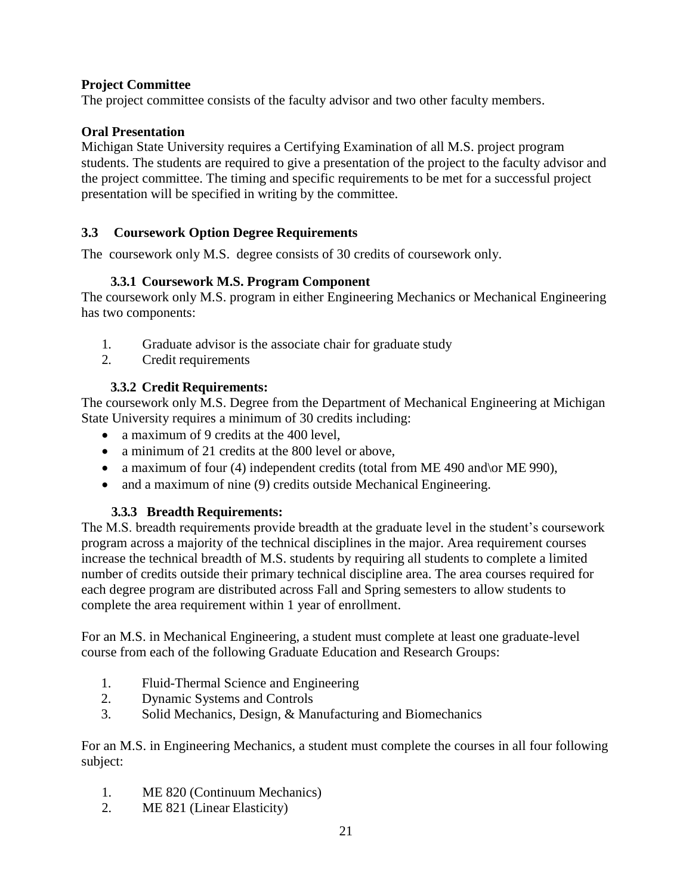**Project Committee**

The project committee consists of the faculty advisor and two other faculty members.

**Oral Presentation**

Michigan State University requires a Certifying Examination of all M.S. project program students. The students are required to give a presentation of the project to the faculty advisor and the project committee. The timing and specific requirements to be met for a successful project presentation will be specified in writing by the committee.

## 3.3 Coursework Option Degree Requirements

The coursework only M.S. degree consists of 30 credits of coursework only.

### 3.3.1 Coursework M.S. Program Component

The coursework only M.S. program in either Engineering Mechanics or Mechanical Engineering has two components:

1. Graduate advisor is the associate chair for graduate study
2. Credit requirements

### 3.3.2 Credit Requirements:

The coursework only M.S. Degree from the Department of Mechanical Engineering at Michigan State University requires a minimum of 30 credits including:

- a maximum of 9 credits at the 400 level,
- a minimum of 21 credits at the 800 level or above,
- a maximum of four (4) independent credits (total from ME 490 and\or ME 990),
- and a maximum of nine (9) credits outside Mechanical Engineering.

### 3.3.3 Breadth Requirements:

The M.S. breadth requirements provide breadth at the graduate level in the student's coursework program across a majority of the technical disciplines in the major. Area requirement courses increase the technical breadth of M.S. students by requiring all students to complete a limited number of credits outside their primary technical discipline area. The area courses required for each degree program are distributed across Fall and Spring semesters to allow students to complete the area requirement within 1 year of enrollment.

For an M.S. in Mechanical Engineering, a student must complete at least one graduate-level course from each of the following Graduate Education and Research Groups:

1. Fluid-Thermal Science and Engineering
2. Dynamic Systems and Controls
3. Solid Mechanics, Design, & Manufacturing and Biomechanics

For an M.S. in Engineering Mechanics, a student must complete the courses in all four following subject:

1. ME 820 (Continuum Mechanics)
2. ME 821 (Linear Elasticity)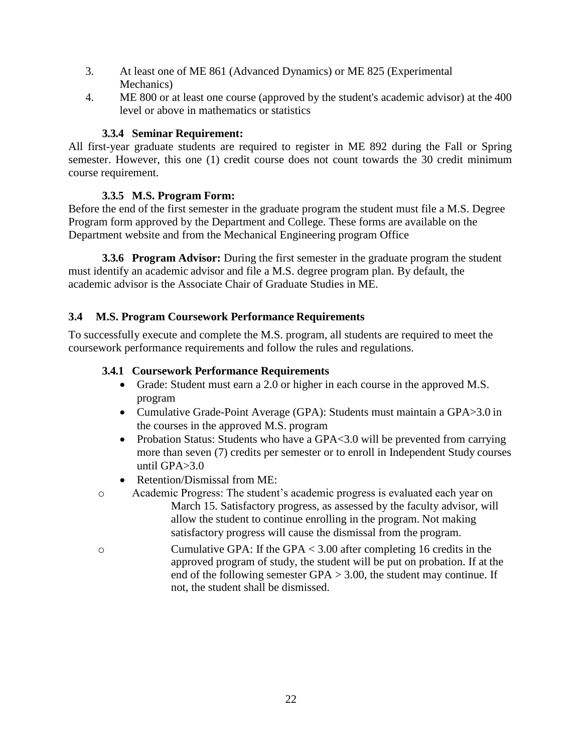3. At least one of ME 861 (Advanced Dynamics) or ME 825 (Experimental Mechanics)
4. ME 800 or at least one course (approved by the student's academic advisor) at the 400 level or above in mathematics or statistics

#### 3.3.4 Seminar Requirement:

All first-year graduate students are required to register in ME 892 during the Fall or Spring semester. However, this one (1) credit course does not count towards the 30 credit minimum course requirement.

#### 3.3.5 M.S. Program Form:

Before the end of the first semester in the graduate program the student must file a M.S. Degree Program form approved by the Department and College. These forms are available on the Department website and from the Mechanical Engineering program Office

**3.3.6 Program Advisor:** During the first semester in the graduate program the student must identify an academic advisor and file a M.S. degree program plan. By default, the academic advisor is the Associate Chair of Graduate Studies in ME.

### 3.4 M.S. Program Coursework Performance Requirements

To successfully execute and complete the M.S. program, all students are required to meet the coursework performance requirements and follow the rules and regulations.

#### 3.4.1 Coursework Performance Requirements

- Grade: Student must earn a 2.0 or higher in each course in the approved M.S. program
- Cumulative Grade-Point Average (GPA): Students must maintain a GPA>3.0 in the courses in the approved M.S. program
- Probation Status: Students who have a GPA<3.0 will be prevented from carrying more than seven (7) credits per semester or to enroll in Independent Study courses until GPA>3.0
- Retention/Dismissal from ME:
  - Academic Progress: The student's academic progress is evaluated each year on March 15. Satisfactory progress, as assessed by the faculty advisor, will allow the student to continue enrolling in the program. Not making satisfactory progress will cause the dismissal from the program.
  - Cumulative GPA: If the GPA < 3.00 after completing 16 credits in the approved program of study, the student will be put on probation. If at the end of the following semester GPA > 3.00, the student may continue. If not, the student shall be dismissed.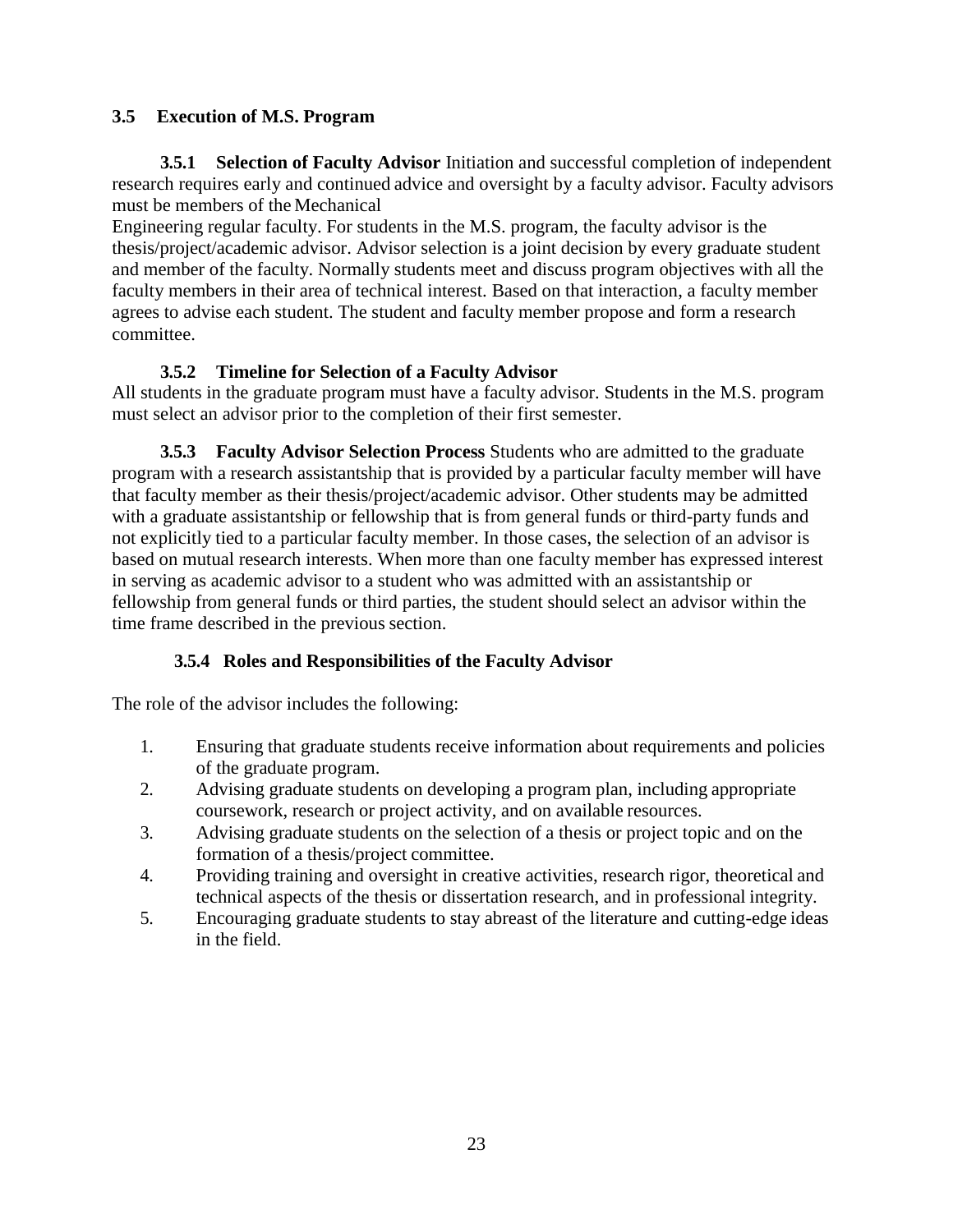## 3.5 Execution of M.S. Program

### 3.5.1 Selection of Faculty Advisor

**3.5.1 Selection of Faculty Advisor** Initiation and successful completion of independent research requires early and continued advice and oversight by a faculty advisor. Faculty advisors must be members of the Mechanical Engineering regular faculty. For students in the M.S. program, the faculty advisor is the thesis/project/academic advisor. Advisor selection is a joint decision by every graduate student and member of the faculty. Normally students meet and discuss program objectives with all the faculty members in their area of technical interest. Based on that interaction, a faculty member agrees to advise each student. The student and faculty member propose and form a research committee.

### 3.5.2 Timeline for Selection of a Faculty Advisor

All students in the graduate program must have a faculty advisor. Students in the M.S. program must select an advisor prior to the completion of their first semester.

### 3.5.3 Faculty Advisor Selection Process

**3.5.3 Faculty Advisor Selection Process** Students who are admitted to the graduate program with a research assistantship that is provided by a particular faculty member will have that faculty member as their thesis/project/academic advisor. Other students may be admitted with a graduate assistantship or fellowship that is from general funds or third-party funds and not explicitly tied to a particular faculty member. In those cases, the selection of an advisor is based on mutual research interests. When more than one faculty member has expressed interest in serving as academic advisor to a student who was admitted with an assistantship or fellowship from general funds or third parties, the student should select an advisor within the time frame described in the previous section.

### 3.5.4 Roles and Responsibilities of the Faculty Advisor

The role of the advisor includes the following:

1. Ensuring that graduate students receive information about requirements and policies of the graduate program.
2. Advising graduate students on developing a program plan, including appropriate coursework, research or project activity, and on available resources.
3. Advising graduate students on the selection of a thesis or project topic and on the formation of a thesis/project committee.
4. Providing training and oversight in creative activities, research rigor, theoretical and technical aspects of the thesis or dissertation research, and in professional integrity.
5. Encouraging graduate students to stay abreast of the literature and cutting-edge ideas in the field.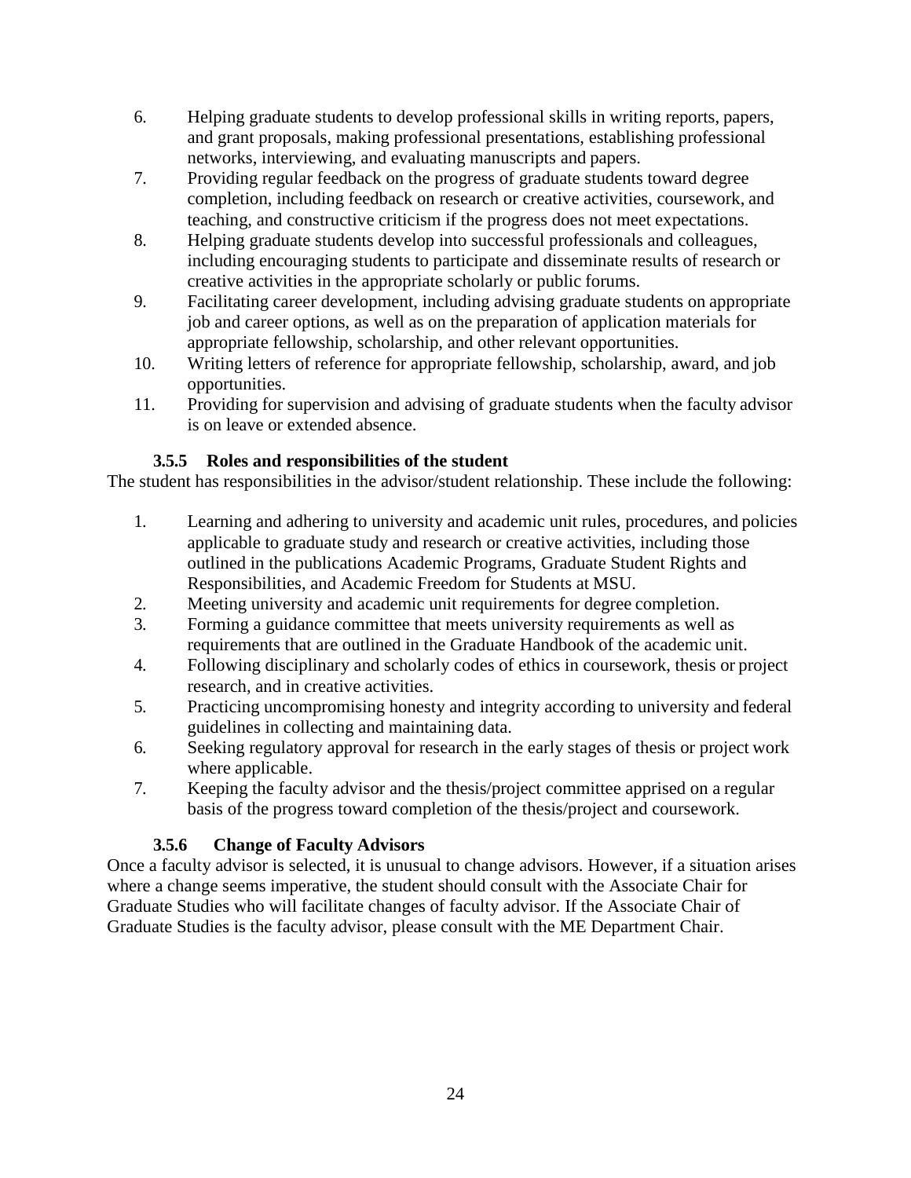6. Helping graduate students to develop professional skills in writing reports, papers, and grant proposals, making professional presentations, establishing professional networks, interviewing, and evaluating manuscripts and papers.
7. Providing regular feedback on the progress of graduate students toward degree completion, including feedback on research or creative activities, coursework, and teaching, and constructive criticism if the progress does not meet expectations.
8. Helping graduate students develop into successful professionals and colleagues, including encouraging students to participate and disseminate results of research or creative activities in the appropriate scholarly or public forums.
9. Facilitating career development, including advising graduate students on appropriate job and career options, as well as on the preparation of application materials for appropriate fellowship, scholarship, and other relevant opportunities.
10. Writing letters of reference for appropriate fellowship, scholarship, award, and job opportunities.
11. Providing for supervision and advising of graduate students when the faculty advisor is on leave or extended absence.

### 3.5.5 Roles and responsibilities of the student

The student has responsibilities in the advisor/student relationship. These include the following:

1. Learning and adhering to university and academic unit rules, procedures, and policies applicable to graduate study and research or creative activities, including those outlined in the publications Academic Programs, Graduate Student Rights and Responsibilities, and Academic Freedom for Students at MSU.
2. Meeting university and academic unit requirements for degree completion.
3. Forming a guidance committee that meets university requirements as well as requirements that are outlined in the Graduate Handbook of the academic unit.
4. Following disciplinary and scholarly codes of ethics in coursework, thesis or project research, and in creative activities.
5. Practicing uncompromising honesty and integrity according to university and federal guidelines in collecting and maintaining data.
6. Seeking regulatory approval for research in the early stages of thesis or project work where applicable.
7. Keeping the faculty advisor and the thesis/project committee apprised on a regular basis of the progress toward completion of the thesis/project and coursework.

### 3.5.6 Change of Faculty Advisors

Once a faculty advisor is selected, it is unusual to change advisors. However, if a situation arises where a change seems imperative, the student should consult with the Associate Chair for Graduate Studies who will facilitate changes of faculty advisor. If the Associate Chair of Graduate Studies is the faculty advisor, please consult with the ME Department Chair.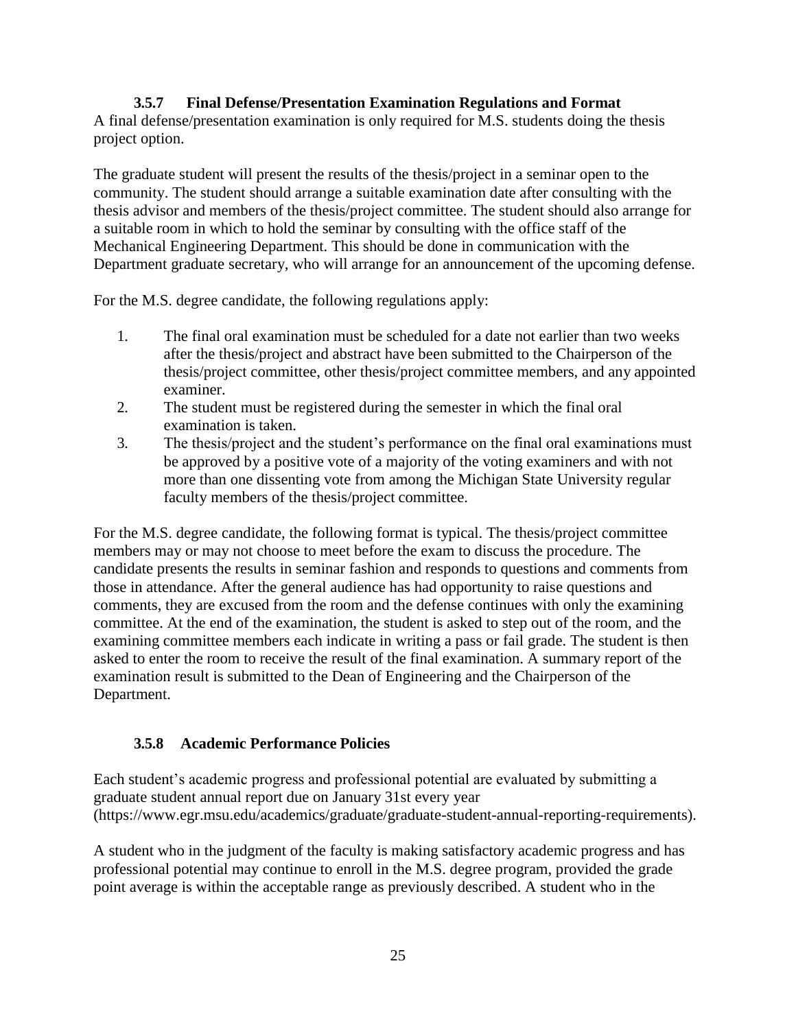### 3.5.7 Final Defense/Presentation Examination Regulations and Format

A final defense/presentation examination is only required for M.S. students doing the thesis project option.

The graduate student will present the results of the thesis/project in a seminar open to the community. The student should arrange a suitable examination date after consulting with the thesis advisor and members of the thesis/project committee. The student should also arrange for a suitable room in which to hold the seminar by consulting with the office staff of the Mechanical Engineering Department. This should be done in communication with the Department graduate secretary, who will arrange for an announcement of the upcoming defense.

For the M.S. degree candidate, the following regulations apply:

1. The final oral examination must be scheduled for a date not earlier than two weeks after the thesis/project and abstract have been submitted to the Chairperson of the thesis/project committee, other thesis/project committee members, and any appointed examiner.
2. The student must be registered during the semester in which the final oral examination is taken.
3. The thesis/project and the student's performance on the final oral examinations must be approved by a positive vote of a majority of the voting examiners and with not more than one dissenting vote from among the Michigan State University regular faculty members of the thesis/project committee.

For the M.S. degree candidate, the following format is typical. The thesis/project committee members may or may not choose to meet before the exam to discuss the procedure. The candidate presents the results in seminar fashion and responds to questions and comments from those in attendance. After the general audience has had opportunity to raise questions and comments, they are excused from the room and the defense continues with only the examining committee. At the end of the examination, the student is asked to step out of the room, and the examining committee members each indicate in writing a pass or fail grade. The student is then asked to enter the room to receive the result of the final examination. A summary report of the examination result is submitted to the Dean of Engineering and the Chairperson of the Department.

### 3.5.8 Academic Performance Policies

Each student's academic progress and professional potential are evaluated by submitting a graduate student annual report due on January 31st every year (https://www.egr.msu.edu/academics/graduate/graduate-student-annual-reporting-requirements).

A student who in the judgment of the faculty is making satisfactory academic progress and has professional potential may continue to enroll in the M.S. degree program, provided the grade point average is within the acceptable range as previously described. A student who in the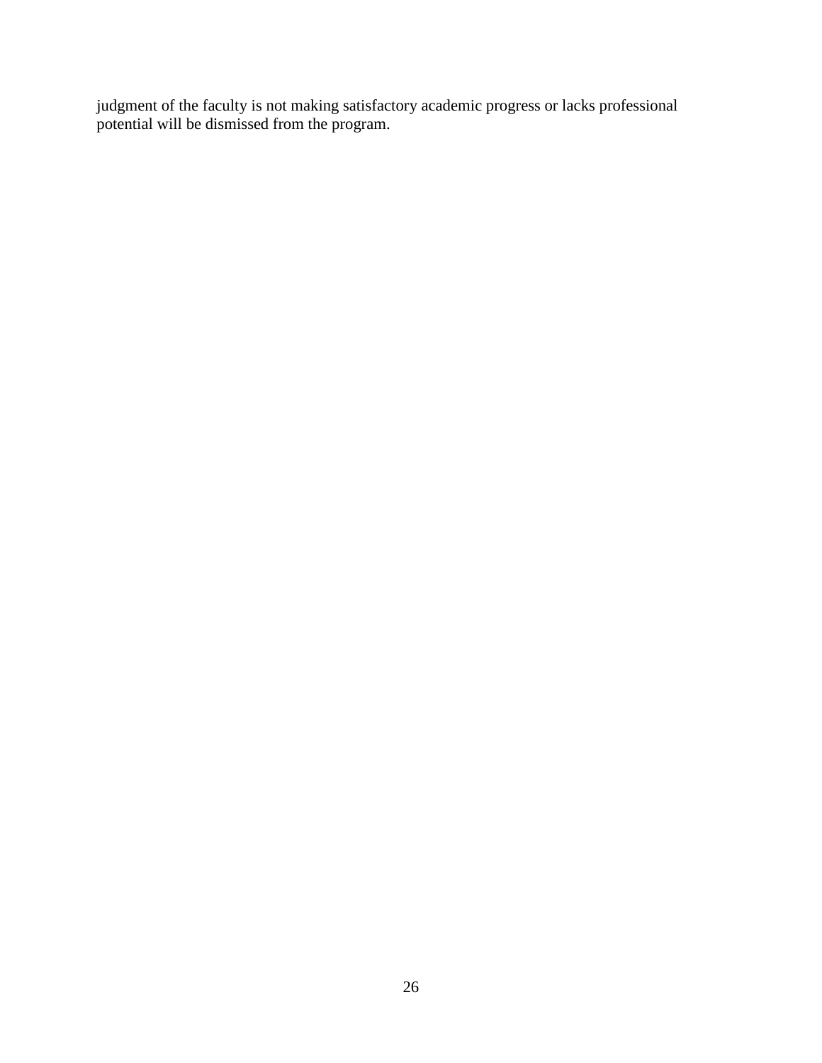judgment of the faculty is not making satisfactory academic progress or lacks professional potential will be dismissed from the program.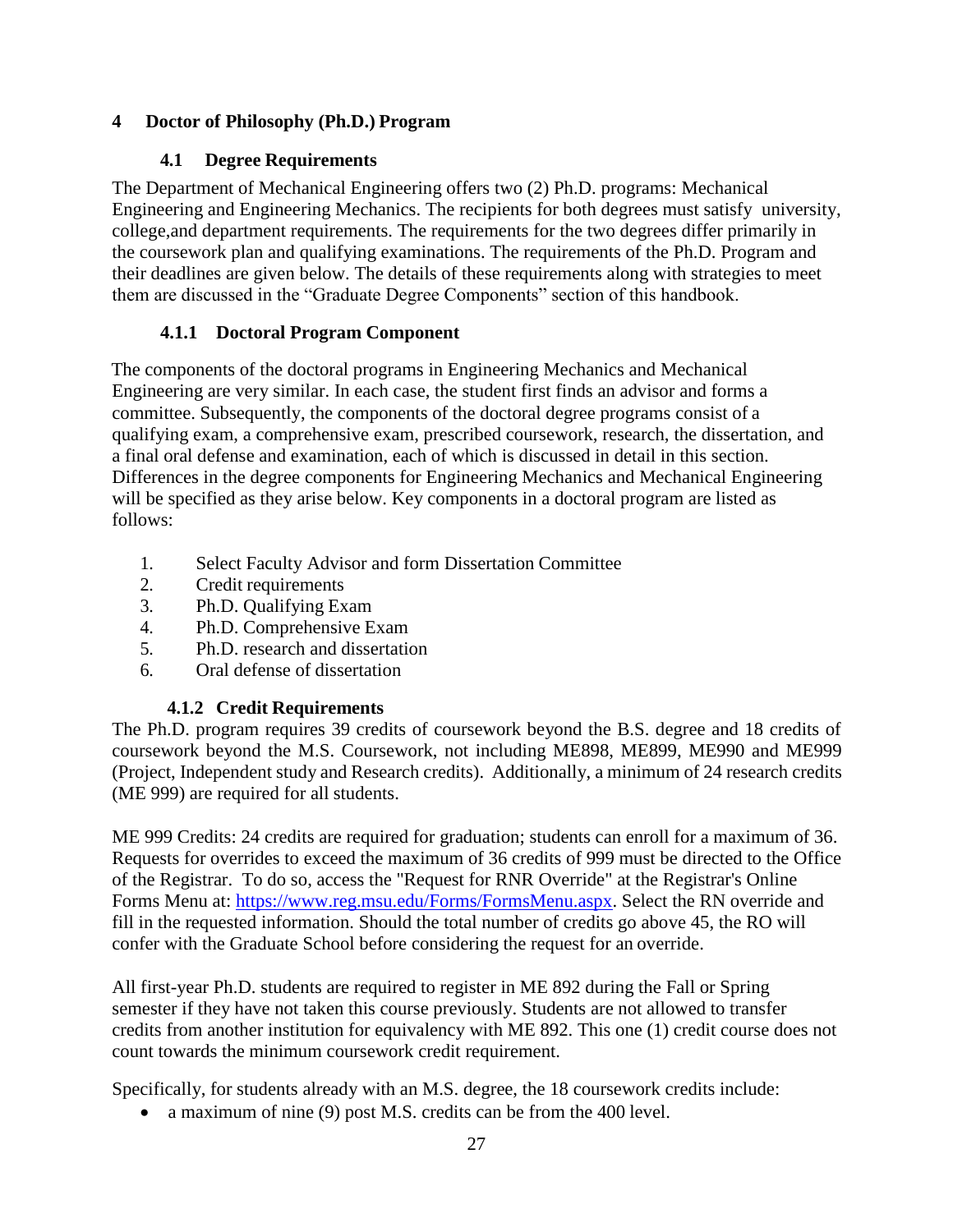## 4 Doctor of Philosophy (Ph.D.) Program

### 4.1 Degree Requirements

The Department of Mechanical Engineering offers two (2) Ph.D. programs: Mechanical Engineering and Engineering Mechanics. The recipients for both degrees must satisfy university, college,and department requirements. The requirements for the two degrees differ primarily in the coursework plan and qualifying examinations. The requirements of the Ph.D. Program and their deadlines are given below. The details of these requirements along with strategies to meet them are discussed in the "Graduate Degree Components" section of this handbook.

#### 4.1.1 Doctoral Program Component

The components of the doctoral programs in Engineering Mechanics and Mechanical Engineering are very similar. In each case, the student first finds an advisor and forms a committee. Subsequently, the components of the doctoral degree programs consist of a qualifying exam, a comprehensive exam, prescribed coursework, research, the dissertation, and a final oral defense and examination, each of which is discussed in detail in this section. Differences in the degree components for Engineering Mechanics and Mechanical Engineering will be specified as they arise below. Key components in a doctoral program are listed as follows:

1. Select Faculty Advisor and form Dissertation Committee
2. Credit requirements
3. Ph.D. Qualifying Exam
4. Ph.D. Comprehensive Exam
5. Ph.D. research and dissertation
6. Oral defense of dissertation

#### 4.1.2 Credit Requirements

The Ph.D. program requires 39 credits of coursework beyond the B.S. degree and 18 credits of coursework beyond the M.S. Coursework, not including ME898, ME899, ME990 and ME999 (Project, Independent study and Research credits). Additionally, a minimum of 24 research credits (ME 999) are required for all students.

ME 999 Credits: 24 credits are required for graduation; students can enroll for a maximum of 36. Requests for overrides to exceed the maximum of 36 credits of 999 must be directed to the Office of the Registrar. To do so, access the "Request for RNR Override" at the Registrar's Online Forms Menu at: https://www.reg.msu.edu/Forms/FormsMenu.aspx. Select the RN override and fill in the requested information. Should the total number of credits go above 45, the RO will confer with the Graduate School before considering the request for an override.

All first-year Ph.D. students are required to register in ME 892 during the Fall or Spring semester if they have not taken this course previously. Students are not allowed to transfer credits from another institution for equivalency with ME 892. This one (1) credit course does not count towards the minimum coursework credit requirement.

Specifically, for students already with an M.S. degree, the 18 coursework credits include:

- a maximum of nine (9) post M.S. credits can be from the 400 level.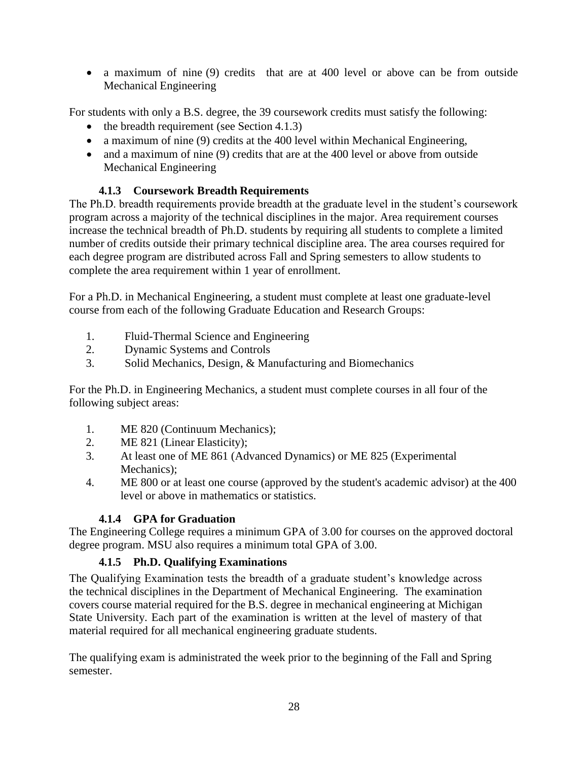- a maximum of nine (9) credits that are at 400 level or above can be from outside Mechanical Engineering

For students with only a B.S. degree, the 39 coursework credits must satisfy the following:

- the breadth requirement (see Section 4.1.3)
- a maximum of nine (9) credits at the 400 level within Mechanical Engineering,
- and a maximum of nine (9) credits that are at the 400 level or above from outside Mechanical Engineering

### 4.1.3 Coursework Breadth Requirements

The Ph.D. breadth requirements provide breadth at the graduate level in the student's coursework program across a majority of the technical disciplines in the major. Area requirement courses increase the technical breadth of Ph.D. students by requiring all students to complete a limited number of credits outside their primary technical discipline area. The area courses required for each degree program are distributed across Fall and Spring semesters to allow students to complete the area requirement within 1 year of enrollment.

For a Ph.D. in Mechanical Engineering, a student must complete at least one graduate-level course from each of the following Graduate Education and Research Groups:

1. Fluid-Thermal Science and Engineering
2. Dynamic Systems and Controls
3. Solid Mechanics, Design, & Manufacturing and Biomechanics

For the Ph.D. in Engineering Mechanics, a student must complete courses in all four of the following subject areas:

1. ME 820 (Continuum Mechanics);
2. ME 821 (Linear Elasticity);
3. At least one of ME 861 (Advanced Dynamics) or ME 825 (Experimental Mechanics);
4. ME 800 or at least one course (approved by the student's academic advisor) at the 400 level or above in mathematics or statistics.

### 4.1.4 GPA for Graduation

The Engineering College requires a minimum GPA of 3.00 for courses on the approved doctoral degree program. MSU also requires a minimum total GPA of 3.00.

### 4.1.5 Ph.D. Qualifying Examinations

The Qualifying Examination tests the breadth of a graduate student's knowledge across the technical disciplines in the Department of Mechanical Engineering. The examination covers course material required for the B.S. degree in mechanical engineering at Michigan State University. Each part of the examination is written at the level of mastery of that material required for all mechanical engineering graduate students.

The qualifying exam is administrated the week prior to the beginning of the Fall and Spring semester.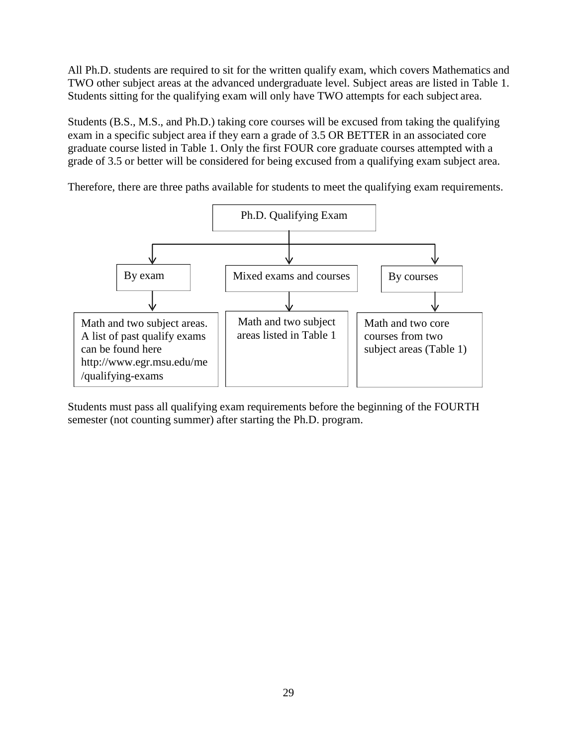All Ph.D. students are required to sit for the written qualify exam, which covers Mathematics and TWO other subject areas at the advanced undergraduate level. Subject areas are listed in Table 1. Students sitting for the qualifying exam will only have TWO attempts for each subject area.

Students (B.S., M.S., and Ph.D.) taking core courses will be excused from taking the qualifying exam in a specific subject area if they earn a grade of 3.5 OR BETTER in an associated core graduate course listed in Table 1. Only the first FOUR core graduate courses attempted with a grade of 3.5 or better will be considered for being excused from a qualifying exam subject area.

Therefore, there are three paths available for students to meet the qualifying exam requirements.

Ph.D. Qualifying Exam

By exam

Math and two subject areas. A list of past qualify exams can be found here http://www.egr.msu.edu/me/qualifying-exams

Mixed exams and courses

Math and two subject areas listed in Table 1

By courses

Math and two core courses from two subject areas (Table 1)

Students must pass all qualifying exam requirements before the beginning of the FOURTH semester (not counting summer) after starting the Ph.D. program.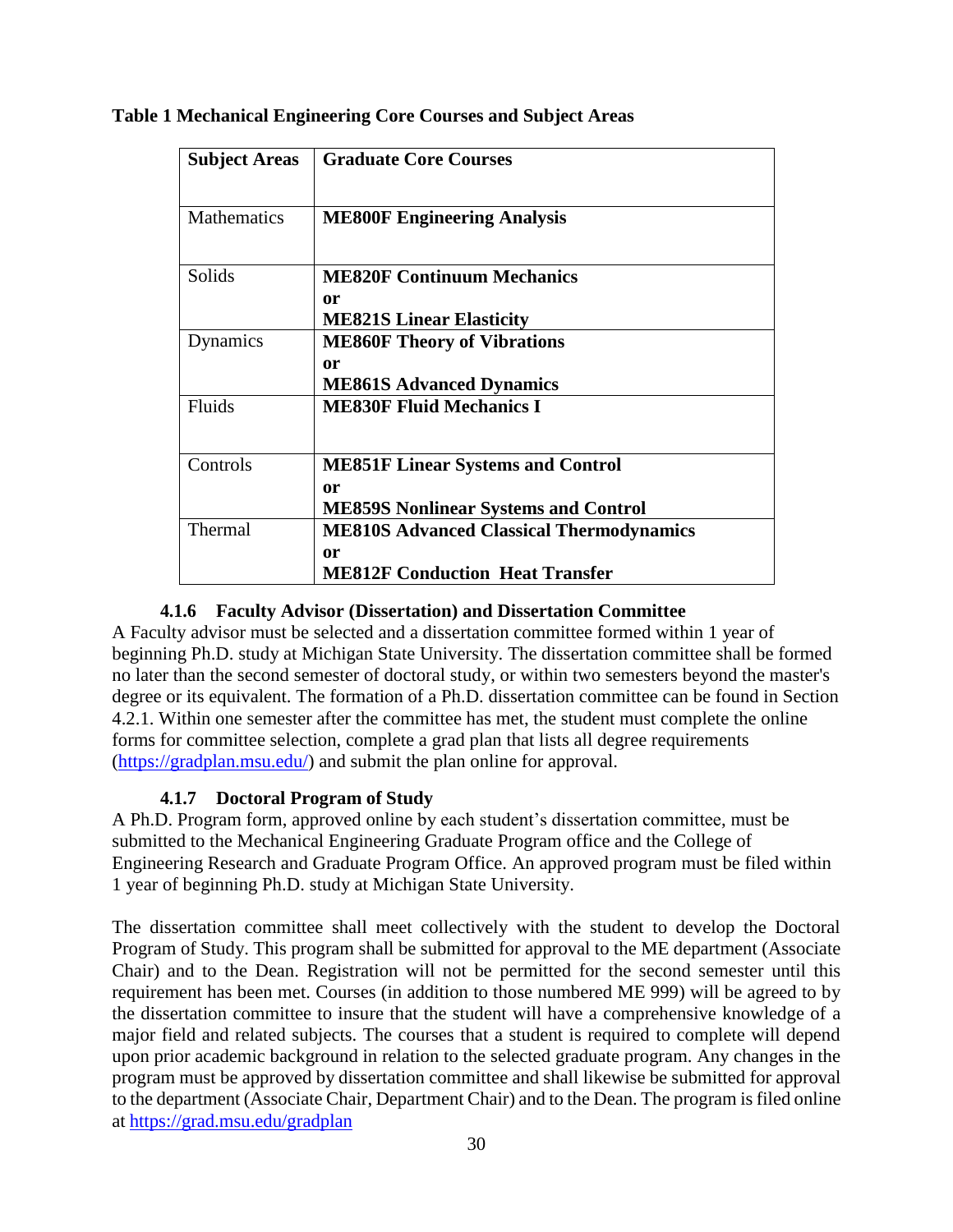**Table 1 Mechanical Engineering Core Courses and Subject Areas**

| Subject Areas | Graduate Core Courses |
|---|---|
| Mathematics | **ME800F Engineering Analysis** |
| Solids | **ME820F Continuum Mechanics**<br>**or**<br>**ME821S Linear Elasticity** |
| Dynamics | **ME860F Theory of Vibrations**<br>**or**<br>**ME861S Advanced Dynamics** |
| Fluids | **ME830F Fluid Mechanics I** |
| Controls | **ME851F Linear Systems and Control**<br>**or**<br>**ME859S Nonlinear Systems and Control** |
| Thermal | **ME810S Advanced Classical Thermodynamics**<br>**or**<br>**ME812F Conduction Heat Transfer** |

#### 4.1.6 Faculty Advisor (Dissertation) and Dissertation Committee

A Faculty advisor must be selected and a dissertation committee formed within 1 year of beginning Ph.D. study at Michigan State University. The dissertation committee shall be formed no later than the second semester of doctoral study, or within two semesters beyond the master's degree or its equivalent. The formation of a Ph.D. dissertation committee can be found in Section 4.2.1. Within one semester after the committee has met, the student must complete the online forms for committee selection, complete a grad plan that lists all degree requirements (https://gradplan.msu.edu/) and submit the plan online for approval.

#### 4.1.7 Doctoral Program of Study

A Ph.D. Program form, approved online by each student's dissertation committee, must be submitted to the Mechanical Engineering Graduate Program office and the College of Engineering Research and Graduate Program Office. An approved program must be filed within 1 year of beginning Ph.D. study at Michigan State University.

The dissertation committee shall meet collectively with the student to develop the Doctoral Program of Study. This program shall be submitted for approval to the ME department (Associate Chair) and to the Dean. Registration will not be permitted for the second semester until this requirement has been met. Courses (in addition to those numbered ME 999) will be agreed to by the dissertation committee to insure that the student will have a comprehensive knowledge of a major field and related subjects. The courses that a student is required to complete will depend upon prior academic background in relation to the selected graduate program. Any changes in the program must be approved by dissertation committee and shall likewise be submitted for approval to the department (Associate Chair, Department Chair) and to the Dean. The program is filed online at https://grad.msu.edu/gradplan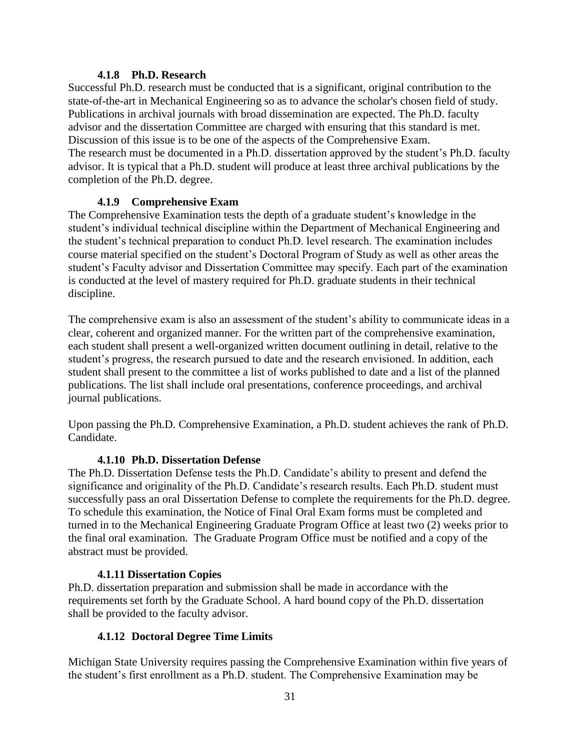#### 4.1.8 Ph.D. Research

Successful Ph.D. research must be conducted that is a significant, original contribution to the state-of-the-art in Mechanical Engineering so as to advance the scholar's chosen field of study. Publications in archival journals with broad dissemination are expected. The Ph.D. faculty advisor and the dissertation Committee are charged with ensuring that this standard is met. Discussion of this issue is to be one of the aspects of the Comprehensive Exam.
The research must be documented in a Ph.D. dissertation approved by the student's Ph.D. faculty advisor. It is typical that a Ph.D. student will produce at least three archival publications by the completion of the Ph.D. degree.

#### 4.1.9 Comprehensive Exam

The Comprehensive Examination tests the depth of a graduate student's knowledge in the student's individual technical discipline within the Department of Mechanical Engineering and the student's technical preparation to conduct Ph.D. level research. The examination includes course material specified on the student's Doctoral Program of Study as well as other areas the student's Faculty advisor and Dissertation Committee may specify. Each part of the examination is conducted at the level of mastery required for Ph.D. graduate students in their technical discipline.

The comprehensive exam is also an assessment of the student's ability to communicate ideas in a clear, coherent and organized manner. For the written part of the comprehensive examination, each student shall present a well-organized written document outlining in detail, relative to the student's progress, the research pursued to date and the research envisioned. In addition, each student shall present to the committee a list of works published to date and a list of the planned publications. The list shall include oral presentations, conference proceedings, and archival journal publications.

Upon passing the Ph.D. Comprehensive Examination, a Ph.D. student achieves the rank of Ph.D. Candidate.

#### 4.1.10 Ph.D. Dissertation Defense

The Ph.D. Dissertation Defense tests the Ph.D. Candidate's ability to present and defend the significance and originality of the Ph.D. Candidate's research results. Each Ph.D. student must successfully pass an oral Dissertation Defense to complete the requirements for the Ph.D. degree. To schedule this examination, the Notice of Final Oral Exam forms must be completed and turned in to the Mechanical Engineering Graduate Program Office at least two (2) weeks prior to the final oral examination. The Graduate Program Office must be notified and a copy of the abstract must be provided.

#### 4.1.11 Dissertation Copies

Ph.D. dissertation preparation and submission shall be made in accordance with the requirements set forth by the Graduate School. A hard bound copy of the Ph.D. dissertation shall be provided to the faculty advisor.

#### 4.1.12 Doctoral Degree Time Limits

Michigan State University requires passing the Comprehensive Examination within five years of the student's first enrollment as a Ph.D. student. The Comprehensive Examination may be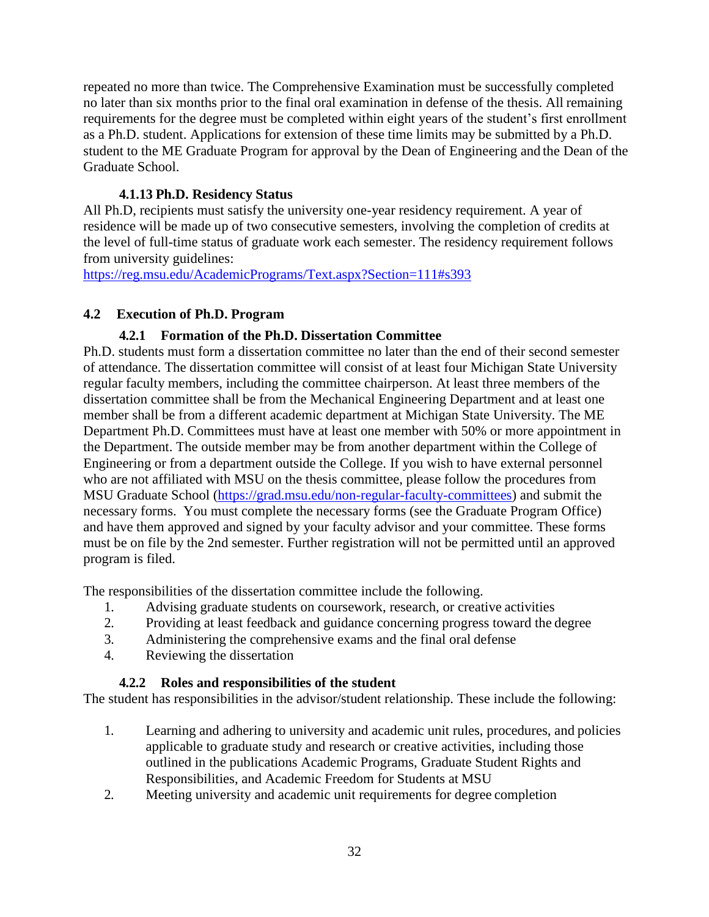repeated no more than twice. The Comprehensive Examination must be successfully completed no later than six months prior to the final oral examination in defense of the thesis. All remaining requirements for the degree must be completed within eight years of the student's first enrollment as a Ph.D. student. Applications for extension of these time limits may be submitted by a Ph.D. student to the ME Graduate Program for approval by the Dean of Engineering and the Dean of the Graduate School.

#### 4.1.13 Ph.D. Residency Status

All Ph.D, recipients must satisfy the university one-year residency requirement. A year of residence will be made up of two consecutive semesters, involving the completion of credits at the level of full-time status of graduate work each semester. The residency requirement follows from university guidelines:
https://reg.msu.edu/AcademicPrograms/Text.aspx?Section=111#s393

## 4.2 Execution of Ph.D. Program

### 4.2.1 Formation of the Ph.D. Dissertation Committee

Ph.D. students must form a dissertation committee no later than the end of their second semester of attendance. The dissertation committee will consist of at least four Michigan State University regular faculty members, including the committee chairperson. At least three members of the dissertation committee shall be from the Mechanical Engineering Department and at least one member shall be from a different academic department at Michigan State University. The ME Department Ph.D. Committees must have at least one member with 50% or more appointment in the Department. The outside member may be from another department within the College of Engineering or from a department outside the College. If you wish to have external personnel who are not affiliated with MSU on the thesis committee, please follow the procedures from MSU Graduate School (https://grad.msu.edu/non-regular-faculty-committees) and submit the necessary forms. You must complete the necessary forms (see the Graduate Program Office) and have them approved and signed by your faculty advisor and your committee. These forms must be on file by the 2nd semester. Further registration will not be permitted until an approved program is filed.

The responsibilities of the dissertation committee include the following.

1. Advising graduate students on coursework, research, or creative activities
2. Providing at least feedback and guidance concerning progress toward the degree
3. Administering the comprehensive exams and the final oral defense
4. Reviewing the dissertation

### 4.2.2 Roles and responsibilities of the student

The student has responsibilities in the advisor/student relationship. These include the following:

1. Learning and adhering to university and academic unit rules, procedures, and policies applicable to graduate study and research or creative activities, including those outlined in the publications Academic Programs, Graduate Student Rights and Responsibilities, and Academic Freedom for Students at MSU
2. Meeting university and academic unit requirements for degree completion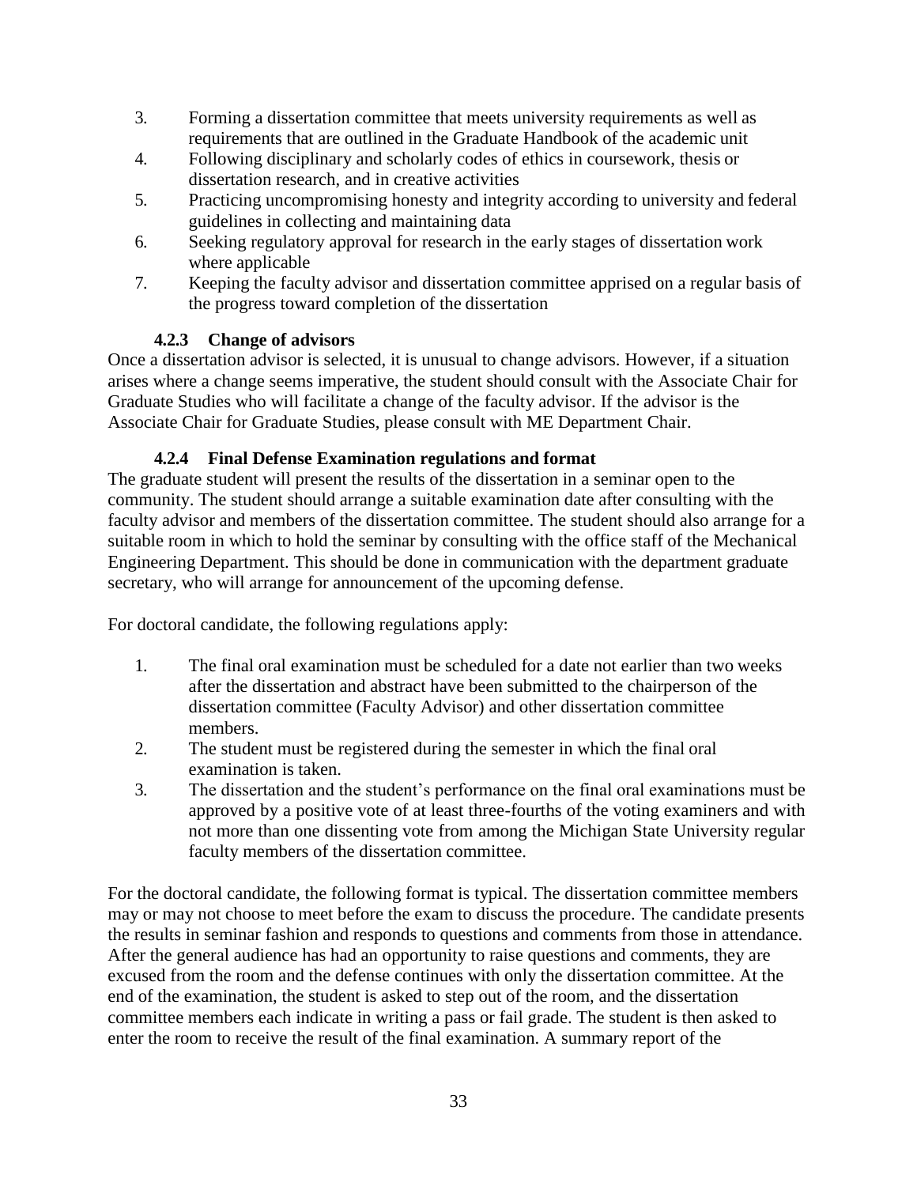3. Forming a dissertation committee that meets university requirements as well as requirements that are outlined in the Graduate Handbook of the academic unit
4. Following disciplinary and scholarly codes of ethics in coursework, thesis or dissertation research, and in creative activities
5. Practicing uncompromising honesty and integrity according to university and federal guidelines in collecting and maintaining data
6. Seeking regulatory approval for research in the early stages of dissertation work where applicable
7. Keeping the faculty advisor and dissertation committee apprised on a regular basis of the progress toward completion of the dissertation

#### 4.2.3 Change of advisors

Once a dissertation advisor is selected, it is unusual to change advisors. However, if a situation arises where a change seems imperative, the student should consult with the Associate Chair for Graduate Studies who will facilitate a change of the faculty advisor. If the advisor is the Associate Chair for Graduate Studies, please consult with ME Department Chair.

#### 4.2.4 Final Defense Examination regulations and format

The graduate student will present the results of the dissertation in a seminar open to the community. The student should arrange a suitable examination date after consulting with the faculty advisor and members of the dissertation committee. The student should also arrange for a suitable room in which to hold the seminar by consulting with the office staff of the Mechanical Engineering Department. This should be done in communication with the department graduate secretary, who will arrange for announcement of the upcoming defense.

For doctoral candidate, the following regulations apply:

1. The final oral examination must be scheduled for a date not earlier than two weeks after the dissertation and abstract have been submitted to the chairperson of the dissertation committee (Faculty Advisor) and other dissertation committee members.
2. The student must be registered during the semester in which the final oral examination is taken.
3. The dissertation and the student's performance on the final oral examinations must be approved by a positive vote of at least three-fourths of the voting examiners and with not more than one dissenting vote from among the Michigan State University regular faculty members of the dissertation committee.

For the doctoral candidate, the following format is typical. The dissertation committee members may or may not choose to meet before the exam to discuss the procedure. The candidate presents the results in seminar fashion and responds to questions and comments from those in attendance. After the general audience has had an opportunity to raise questions and comments, they are excused from the room and the defense continues with only the dissertation committee. At the end of the examination, the student is asked to step out of the room, and the dissertation committee members each indicate in writing a pass or fail grade. The student is then asked to enter the room to receive the result of the final examination. A summary report of the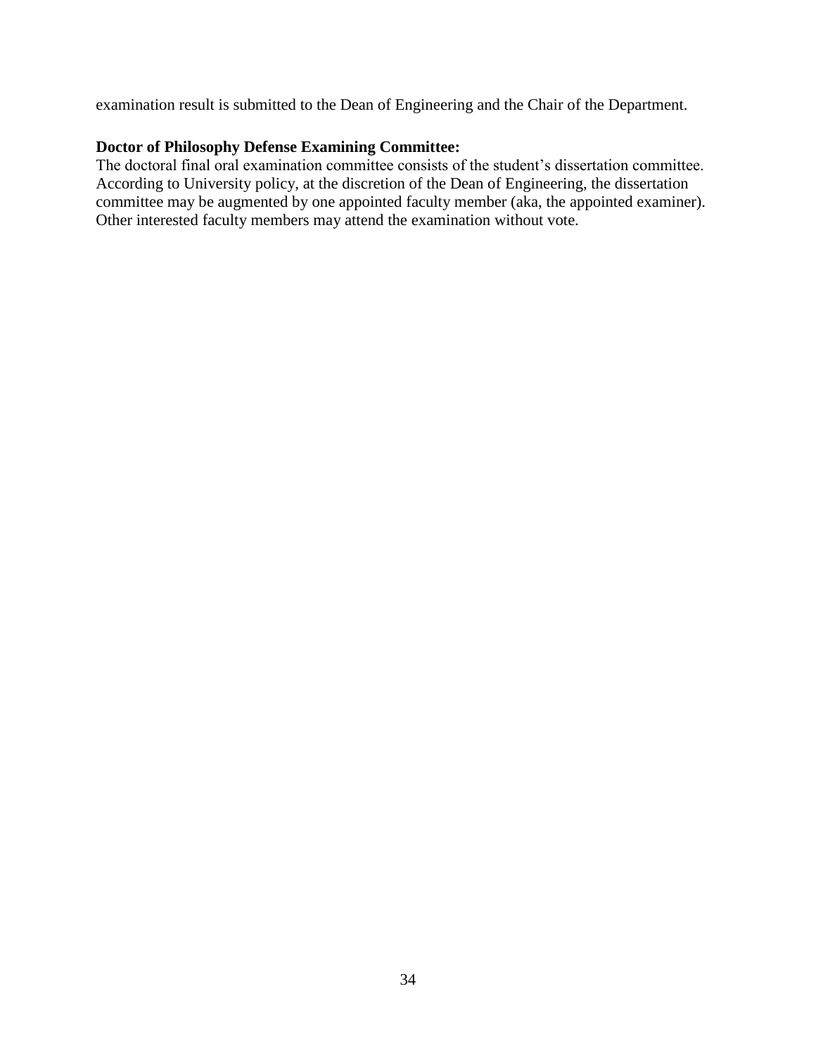examination result is submitted to the Dean of Engineering and the Chair of the Department.

**Doctor of Philosophy Defense Examining Committee:**

The doctoral final oral examination committee consists of the student's dissertation committee. According to University policy, at the discretion of the Dean of Engineering, the dissertation committee may be augmented by one appointed faculty member (aka, the appointed examiner). Other interested faculty members may attend the examination without vote.